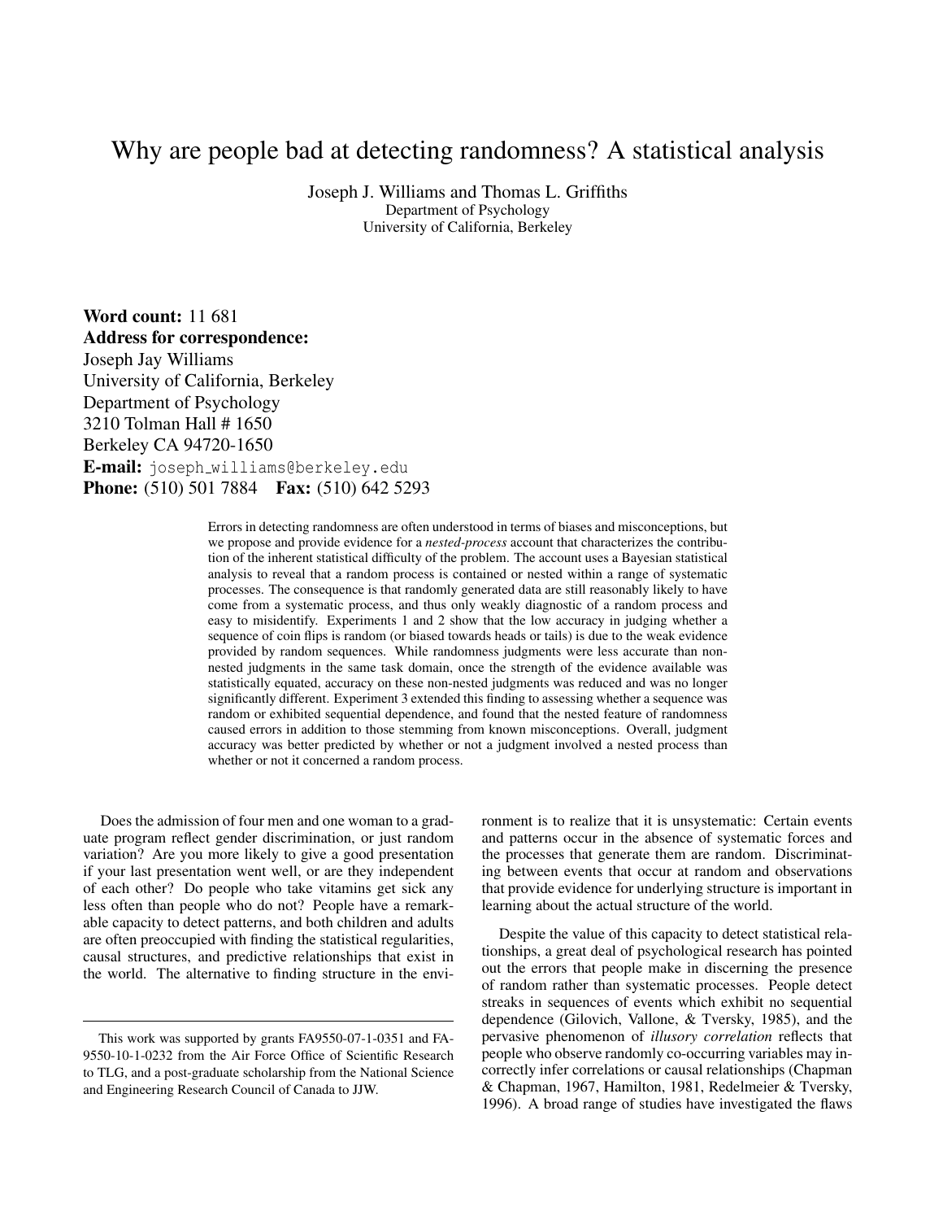# Why are people bad at detecting randomness? A statistical analysis

Joseph J. Williams and Thomas L. Griffiths
Department of Psychology
University of California, Berkeley

**Word count:** 11 681
**Address for correspondence:**
Joseph Jay Williams
University of California, Berkeley
Department of Psychology
3210 Tolman Hall # 1650
Berkeley CA 94720-1650
**E-mail:** joseph_williams@berkeley.edu
**Phone:** (510) 501 7884 **Fax:** (510) 642 5293

Errors in detecting randomness are often understood in terms of biases and misconceptions, but we propose and provide evidence for a *nested-process* account that characterizes the contribution of the inherent statistical difficulty of the problem. The account uses a Bayesian statistical analysis to reveal that a random process is contained or nested within a range of systematic processes. The consequence is that randomly generated data are still reasonably likely to have come from a systematic process, and thus only weakly diagnostic of a random process and easy to misidentify. Experiments 1 and 2 show that the low accuracy in judging whether a sequence of coin flips is random (or biased towards heads or tails) is due to the weak evidence provided by random sequences. While randomness judgments were less accurate than non-nested judgments in the same task domain, once the strength of the evidence available was statistically equated, accuracy on these non-nested judgments was reduced and was no longer significantly different. Experiment 3 extended this finding to assessing whether a sequence was random or exhibited sequential dependence, and found that the nested feature of randomness caused errors in addition to those stemming from known misconceptions. Overall, judgment accuracy was better predicted by whether or not a judgment involved a nested process than whether or not it concerned a random process.

Does the admission of four men and one woman to a graduate program reflect gender discrimination, or just random variation? Are you more likely to give a good presentation if your last presentation went well, or are they independent of each other? Do people who take vitamins get sick any less often than people who do not? People have a remarkable capacity to detect patterns, and both children and adults are often preoccupied with finding the statistical regularities, causal structures, and predictive relationships that exist in the world. The alternative to finding structure in the environment is to realize that it is unsystematic: Certain events and patterns occur in the absence of systematic forces and the processes that generate them are random. Discriminating between events that occur at random and observations that provide evidence for underlying structure is important in learning about the actual structure of the world.

Despite the value of this capacity to detect statistical relationships, a great deal of psychological research has pointed out the errors that people make in discerning the presence of random rather than systematic processes. People detect streaks in sequences of events which exhibit no sequential dependence (Gilovich, Vallone, & Tversky, 1985), and the pervasive phenomenon of *illusory correlation* reflects that people who observe randomly co-occurring variables may incorrectly infer correlations or causal relationships (Chapman & Chapman, 1967, Hamilton, 1981, Redelmeier & Tversky, 1996). A broad range of studies have investigated the flaws

This work was supported by grants FA9550-07-1-0351 and FA-9550-10-1-0232 from the Air Force Office of Scientific Research to TLG, and a post-graduate scholarship from the National Science and Engineering Research Council of Canada to JJW.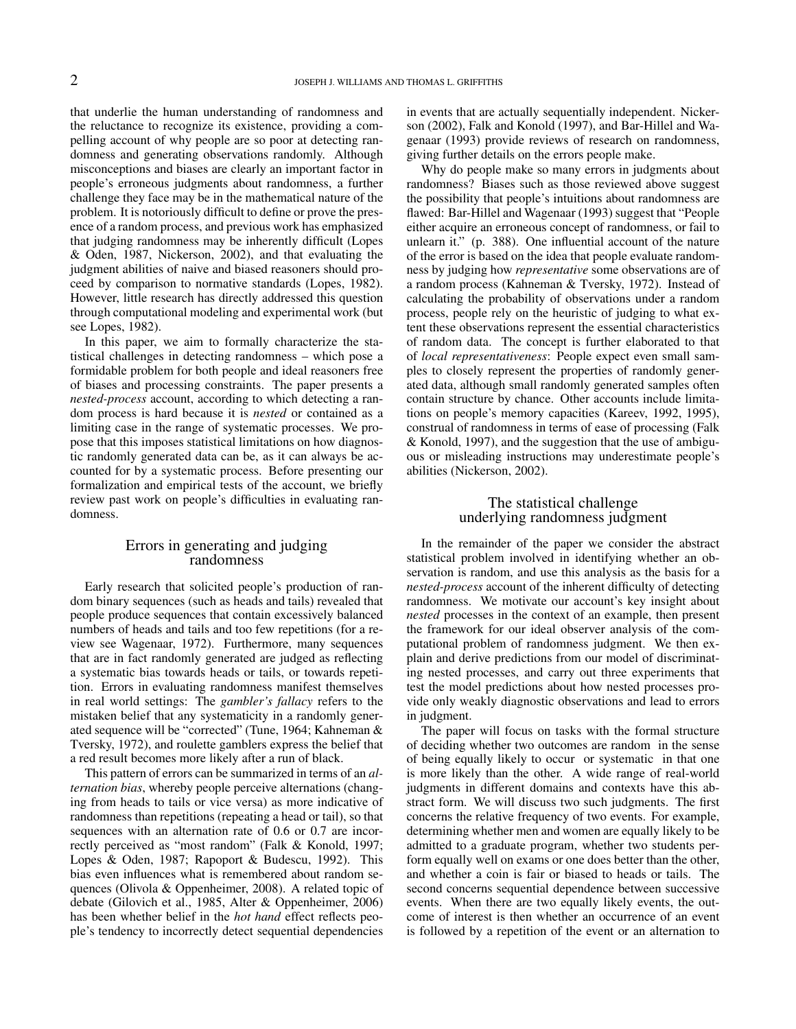that underlie the human understanding of randomness and the reluctance to recognize its existence, providing a compelling account of why people are so poor at detecting randomness and generating observations randomly. Although misconceptions and biases are clearly an important factor in people's erroneous judgments about randomness, a further challenge they face may be in the mathematical nature of the problem. It is notoriously difficult to define or prove the presence of a random process, and previous work has emphasized that judging randomness may be inherently difficult (Lopes & Oden, 1987, Nickerson, 2002), and that evaluating the judgment abilities of naive and biased reasoners should proceed by comparison to normative standards (Lopes, 1982). However, little research has directly addressed this question through computational modeling and experimental work (but see Lopes, 1982).

In this paper, we aim to formally characterize the statistical challenges in detecting randomness – which pose a formidable problem for both people and ideal reasoners free of biases and processing constraints. The paper presents a *nested-process* account, according to which detecting a random process is hard because it is *nested* or contained as a limiting case in the range of systematic processes. We propose that this imposes statistical limitations on how diagnostic randomly generated data can be, as it can always be accounted for by a systematic process. Before presenting our formalization and empirical tests of the account, we briefly review past work on people's difficulties in evaluating randomness.

## Errors in generating and judging randomness

Early research that solicited people's production of random binary sequences (such as heads and tails) revealed that people produce sequences that contain excessively balanced numbers of heads and tails and too few repetitions (for a review see Wagenaar, 1972). Furthermore, many sequences that are in fact randomly generated are judged as reflecting a systematic bias towards heads or tails, or towards repetition. Errors in evaluating randomness manifest themselves in real world settings: The *gambler's fallacy* refers to the mistaken belief that any systematicity in a randomly generated sequence will be "corrected" (Tune, 1964; Kahneman & Tversky, 1972), and roulette gamblers express the belief that a red result becomes more likely after a run of black.

This pattern of errors can be summarized in terms of an *alternation bias*, whereby people perceive alternations (changing from heads to tails or vice versa) as more indicative of randomness than repetitions (repeating a head or tail), so that sequences with an alternation rate of 0.6 or 0.7 are incorrectly perceived as "most random" (Falk & Konold, 1997; Lopes & Oden, 1987; Rapoport & Budescu, 1992). This bias even influences what is remembered about random sequences (Olivola & Oppenheimer, 2008). A related topic of debate (Gilovich et al., 1985, Alter & Oppenheimer, 2006) has been whether belief in the *hot hand* effect reflects people's tendency to incorrectly detect sequential dependencies in events that are actually sequentially independent. Nickerson (2002), Falk and Konold (1997), and Bar-Hillel and Wagenaar (1993) provide reviews of research on randomness, giving further details on the errors people make.

Why do people make so many errors in judgments about randomness? Biases such as those reviewed above suggest the possibility that people's intuitions about randomness are flawed: Bar-Hillel and Wagenaar (1993) suggest that "People either acquire an erroneous concept of randomness, or fail to unlearn it." (p. 388). One influential account of the nature of the error is based on the idea that people evaluate randomness by judging how *representative* some observations are of a random process (Kahneman & Tversky, 1972). Instead of calculating the probability of observations under a random process, people rely on the heuristic of judging to what extent these observations represent the essential characteristics of random data. The concept is further elaborated to that of *local representativeness*: People expect even small samples to closely represent the properties of randomly generated data, although small randomly generated samples often contain structure by chance. Other accounts include limitations on people's memory capacities (Kareev, 1992, 1995), construal of randomness in terms of ease of processing (Falk & Konold, 1997), and the suggestion that the use of ambiguous or misleading instructions may underestimate people's abilities (Nickerson, 2002).

## The statistical challenge underlying randomness judgment

In the remainder of the paper we consider the abstract statistical problem involved in identifying whether an observation is random, and use this analysis as the basis for a *nested-process* account of the inherent difficulty of detecting randomness. We motivate our account's key insight about *nested* processes in the context of an example, then present the framework for our ideal observer analysis of the computational problem of randomness judgment. We then explain and derive predictions from our model of discriminating nested processes, and carry out three experiments that test the model predictions about how nested processes provide only weakly diagnostic observations and lead to errors in judgment.

The paper will focus on tasks with the formal structure of deciding whether two outcomes are random in the sense of being equally likely to occur or systematic in that one is more likely than the other. A wide range of real-world judgments in different domains and contexts have this abstract form. We will discuss two such judgments. The first concerns the relative frequency of two events. For example, determining whether men and women are equally likely to be admitted to a graduate program, whether two students perform equally well on exams or one does better than the other, and whether a coin is fair or biased to heads or tails. The second concerns sequential dependence between successive events. When there are two equally likely events, the outcome of interest is then whether an occurrence of an event is followed by a repetition of the event or an alternation to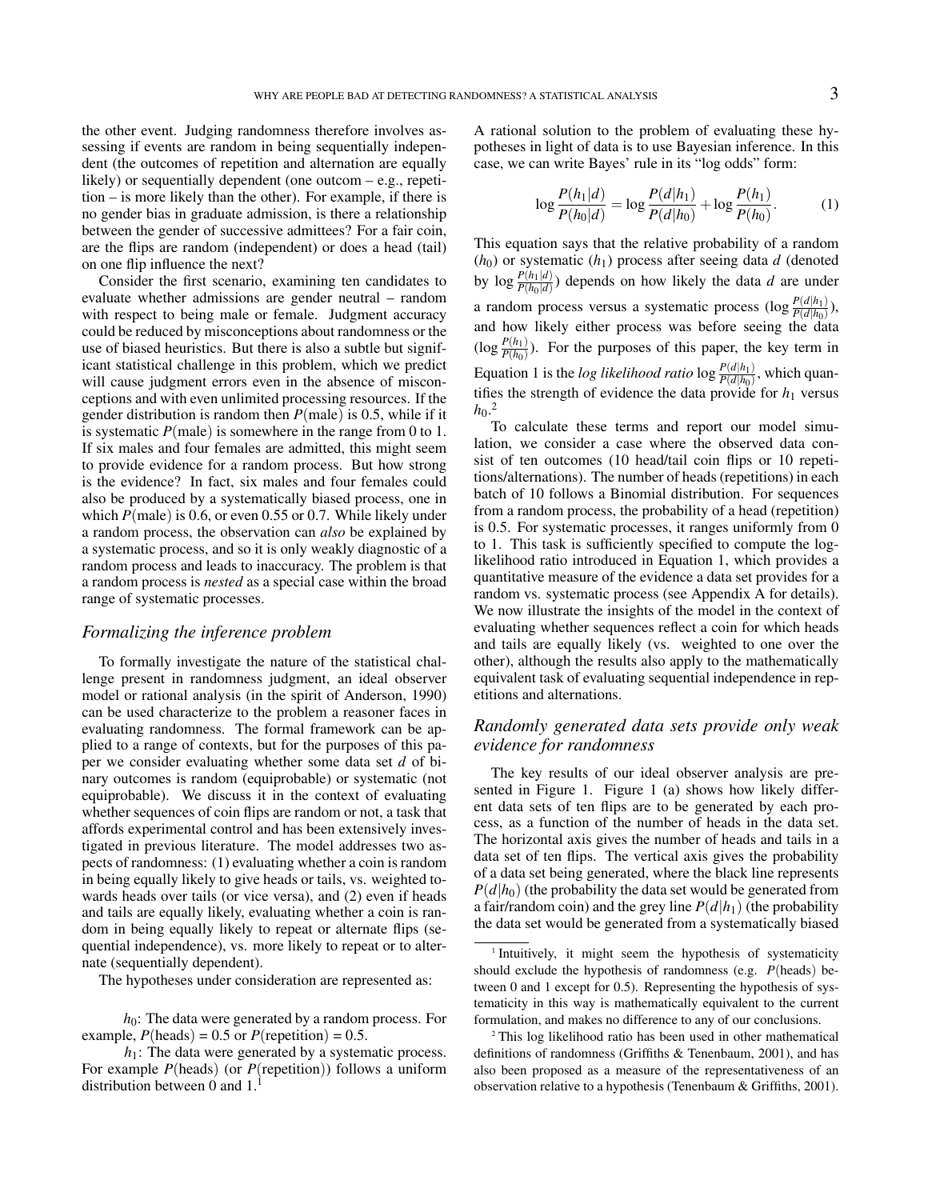the other event. Judging randomness therefore involves assessing if events are random in being sequentially independent (the outcomes of repetition and alternation are equally likely) or sequentially dependent (one outcome – e.g., repetition – is more likely than the other). For example, if there is no gender bias in graduate admission, is there a relationship between the gender of successive admittees? For a fair coin, are the flips are random (independent) or does a head (tail) on one flip influence the next?

Consider the first scenario, examining ten candidates to evaluate whether admissions are gender neutral – random with respect to being male or female. Judgment accuracy could be reduced by misconceptions about randomness or the use of biased heuristics. But there is also a subtle but significant statistical challenge in this problem, which we predict will cause judgment errors even in the absence of misconceptions and with even unlimited processing resources. If the gender distribution is random then $P(\text{male})$ is 0.5, while if it is systematic $P(\text{male})$ is somewhere in the range from 0 to 1. If six males and four females are admitted, this might seem to provide evidence for a random process. But how strong is the evidence? In fact, six males and four females could also be produced by a systematically biased process, one in which $P(\text{male})$ is 0.6, or even 0.55 or 0.7. While likely under a random process, the observation can *also* be explained by a systematic process, and so it is only weakly diagnostic of a random process and leads to inaccuracy. The problem is that a random process is *nested* as a special case within the broad range of systematic processes.

### *Formalizing the inference problem*

To formally investigate the nature of the statistical challenge present in randomness judgment, an ideal observer model or rational analysis (in the spirit of Anderson, 1990) can be used characterize to the problem a reasoner faces in evaluating randomness. The formal framework can be applied to a range of contexts, but for the purposes of this paper we consider evaluating whether some data set $d$ of binary outcomes is random (equiprobable) or systematic (not equiprobable). We discuss it in the context of evaluating whether sequences of coin flips are random or not, a task that affords experimental control and has been extensively investigated in previous literature. The model addresses two aspects of randomness: (1) evaluating whether a coin is random in being equally likely to give heads or tails, vs. weighted towards heads over tails (or vice versa), and (2) even if heads and tails are equally likely, evaluating whether a coin is random in being equally likely to repeat or alternate flips (sequential independence), vs. more likely to repeat or to alternate (sequentially dependent).

The hypotheses under consideration are represented as:

$h_0$: The data were generated by a random process. For example, $P(\text{heads}) = 0.5$ or $P(\text{repetition}) = 0.5$.

$h_1$: The data were generated by a systematic process. For example $P(\text{heads})$ (or $P(\text{repetition})$) follows a uniform distribution between 0 and 1.[1]

A rational solution to the problem of evaluating these hypotheses in light of data is to use Bayesian inference. In this case, we can write Bayes' rule in its "log odds" form:

$$\log \frac{P(h_1|d)}{P(h_0|d)} = \log \frac{P(d|h_1)}{P(d|h_0)} + \log \frac{P(h_1)}{P(h_0)}. \tag{1}$$

This equation says that the relative probability of a random ($h_0$) or systematic ($h_1$) process after seeing data $d$ (denoted by $\log \frac{P(h_1|d)}{P(h_0|d)}$) depends on how likely the data $d$ are under a random process versus a systematic process ($\log \frac{P(d|h_1)}{P(d|h_0)}$), and how likely either process was before seeing the data ($\log \frac{P(h_1)}{P(h_0)}$). For the purposes of this paper, the key term in Equation 1 is the *log likelihood ratio* $\log \frac{P(d|h_1)}{P(d|h_0)}$, which quantifies the strength of evidence the data provide for $h_1$ versus $h_0$.[2]

To calculate these terms and report our model simulation, we consider a case where the observed data consist of ten outcomes (10 head/tail coin flips or 10 repetitions/alternations). The number of heads (repetitions) in each batch of 10 follows a Binomial distribution. For sequences from a random process, the probability of a head (repetition) is 0.5. For systematic processes, it ranges uniformly from 0 to 1. This task is sufficiently specified to compute the log-likelihood ratio introduced in Equation 1, which provides a quantitative measure of the evidence a data set provides for a random vs. systematic process (see Appendix A for details). We now illustrate the insights of the model in the context of evaluating whether sequences reflect a coin for which heads and tails are equally likely (vs. weighted to one over the other), although the results also apply to the mathematically equivalent task of evaluating sequential independence in repetitions and alternations.

### *Randomly generated data sets provide only weak evidence for randomness*

The key results of our ideal observer analysis are presented in Figure 1. Figure 1 (a) shows how likely different data sets of ten flips are to be generated by each process, as a function of the number of heads in the data set. The horizontal axis gives the number of heads and tails in a data set of ten flips. The vertical axis gives the probability of a data set being generated, where the black line represents $P(d|h_0)$ (the probability the data set would be generated from a fair/random coin) and the grey line $P(d|h_1)$ (the probability the data set would be generated from a systematically biased

---

[1] Intuitively, it might seem the hypothesis of systematicity should exclude the hypothesis of randomness (e.g. $P(\text{heads})$ between 0 and 1 except for 0.5). Representing the hypothesis of systematicity in this way is mathematically equivalent to the current formulation, and makes no difference to any of our conclusions.

[2] This log likelihood ratio has been used in other mathematical definitions of randomness (Griffiths & Tenenbaum, 2001), and has also been proposed as a measure of the representativeness of an observation relative to a hypothesis (Tenenbaum & Griffiths, 2001).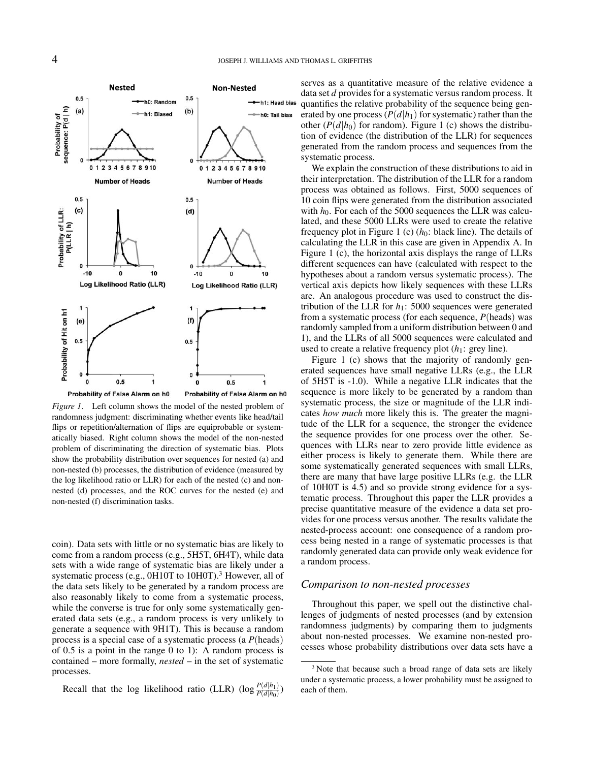*Figure 1*. Left column shows the model of the nested problem of randomness judgment: discriminating whether events like head/tail flips or repetition/alternation of flips are equiprobable or systematically biased. Right column shows the model of the non-nested problem of discriminating the direction of systematic bias. Plots show the probability distribution over sequences for nested (a) and non-nested (b) processes, the distribution of evidence (measured by the log likelihood ratio or LLR) for each of the nested (c) and non-nested (d) processes, and the ROC curves for the nested (e) and non-nested (f) discrimination tasks.

coin). Data sets with little or no systematic bias are likely to come from a random process (e.g., 5H5T, 6H4T), while data sets with a wide range of systematic bias are likely under a systematic process (e.g., 0H10T to 10H0T).[3] However, all of the data sets likely to be generated by a random process are also reasonably likely to come from a systematic process, while the converse is true for only some systematically generated data sets (e.g., a random process is very unlikely to generate a sequence with 9H1T). This is because a random process is a special case of a systematic process (a $P(\text{heads})$ of 0.5 is a point in the range 0 to 1): A random process is contained – more formally, *nested* – in the set of systematic processes.

Recall that the log likelihood ratio (LLR) ($\log \frac{P(d|h_1)}{P(d|h_0)}$) serves as a quantitative measure of the relative evidence a data set $d$ provides for a systematic versus random process. It quantifies the relative probability of the sequence being generated by one process ($P(d|h_1)$ for systematic) rather than the other ($P(d|h_0)$ for random). Figure 1 (c) shows the distribution of evidence (the distribution of the LLR) for sequences generated from the random process and sequences from the systematic process.

We explain the construction of these distributions to aid in their interpretation. The distribution of the LLR for a random process was obtained as follows. First, 5000 sequences of 10 coin flips were generated from the distribution associated with $h_0$. For each of the 5000 sequences the LLR was calculated, and these 5000 LLRs were used to create the relative frequency plot in Figure 1 (c) ($h_0$: black line). The details of calculating the LLR in this case are given in Appendix A. In Figure 1 (c), the horizontal axis displays the range of LLRs different sequences can have (calculated with respect to the hypotheses about a random versus systematic process). The vertical axis depicts how likely sequences with these LLRs are. An analogous procedure was used to construct the distribution of the LLR for $h_1$: 5000 sequences were generated from a systematic process (for each sequence, $P(\text{heads})$ was randomly sampled from a uniform distribution between 0 and 1), and the LLRs of all 5000 sequences were calculated and used to create a relative frequency plot ($h_1$: grey line).

Figure 1 (c) shows that the majority of randomly generated sequences have small negative LLRs (e.g., the LLR of 5H5T is -1.0). While a negative LLR indicates that the sequence is more likely to be generated by a random than systematic process, the size or magnitude of the LLR indicates *how much* more likely this is. The greater the magnitude of the LLR for a sequence, the stronger the evidence the sequence provides for one process over the other. Sequences with LLRs near to zero provide little evidence as either process is likely to generate them. While there are some systematically generated sequences with small LLRs, there are many that have large positive LLRs (e.g. the LLR of 10H0T is 4.5) and so provide strong evidence for a systematic process. Throughout this paper the LLR provides a precise quantitative measure of the evidence a data set provides for one process versus another. The results validate the nested-process account: one consequence of a random process being nested in a range of systematic processes is that randomly generated data can provide only weak evidence for a random process.

### Comparison to non-nested processes

Throughout this paper, we spell out the distinctive challenges of judgments of nested processes (and by extension randomness judgments) by comparing them to judgments about non-nested processes. We examine non-nested processes whose probability distributions over data sets have a

[3] Note that because such a broad range of data sets are likely under a systematic process, a lower probability must be assigned to each of them.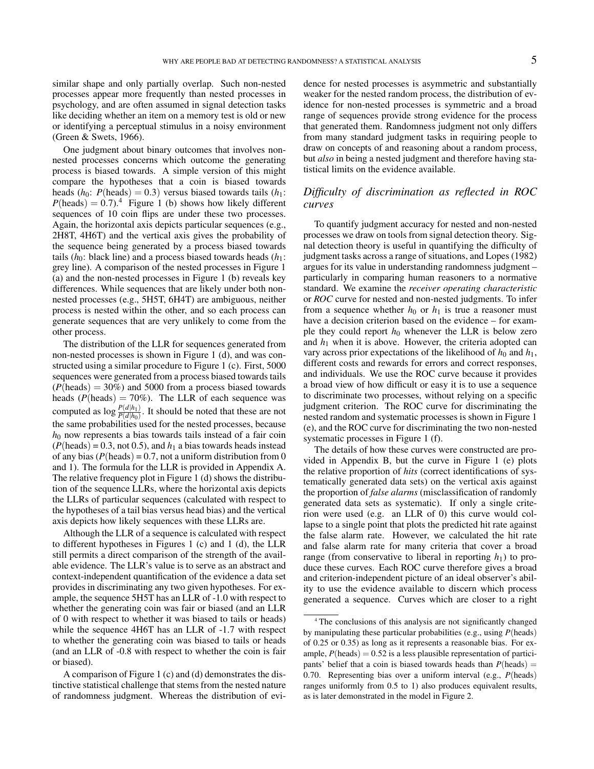similar shape and only partially overlap. Such non-nested processes appear more frequently than nested processes in psychology, and are often assumed in signal detection tasks like deciding whether an item on a memory test is old or new or identifying a perceptual stimulus in a noisy environment (Green & Swets, 1966).

One judgment about binary outcomes that involves non-nested processes concerns which outcome the generating process is biased towards. A simple version of this might compare the hypotheses that a coin is biased towards heads ($h_0$: $P(\text{heads}) = 0.3$) versus biased towards tails ($h_1$: $P(\text{heads}) = 0.7$).[4] Figure 1 (b) shows how likely different sequences of 10 coin flips are under these two processes. Again, the horizontal axis depicts particular sequences (e.g., 2H8T, 4H6T) and the vertical axis gives the probability of the sequence being generated by a process biased towards tails ($h_0$: black line) and a process biased towards heads ($h_1$: grey line). A comparison of the nested processes in Figure 1 (a) and the non-nested processes in Figure 1 (b) reveals key differences. While sequences that are likely under both non-nested processes (e.g., 5H5T, 6H4T) are ambiguous, neither process is nested within the other, and so each process can generate sequences that are very unlikely to come from the other process.

The distribution of the LLR for sequences generated from non-nested processes is shown in Figure 1 (d), and was constructed using a similar procedure to Figure 1 (c). First, 5000 sequences were generated from a process biased towards tails ($P(\text{heads}) = 30\%$) and 5000 from a process biased towards heads ($P(\text{heads}) = 70\%$). The LLR of each sequence was computed as $\log \frac{P(d|h_1)}{P(d|h_0)}$. It should be noted that these are not the same probabilities used for the nested processes, because $h_0$ now represents a bias towards tails instead of a fair coin ($P(\text{heads}) = 0.3$, not 0.5), and $h_1$ a bias towards heads instead of any bias ($P(\text{heads}) = 0.7$, not a uniform distribution from 0 and 1). The formula for the LLR is provided in Appendix A. The relative frequency plot in Figure 1 (d) shows the distribution of the sequence LLRs, where the horizontal axis depicts the LLRs of particular sequences (calculated with respect to the hypotheses of a tail bias versus head bias) and the vertical axis depicts how likely sequences with these LLRs are.

Although the LLR of a sequence is calculated with respect to different hypotheses in Figures 1 (c) and 1 (d), the LLR still permits a direct comparison of the strength of the available evidence. The LLR's value is to serve as an abstract and context-independent quantification of the evidence a data set provides in discriminating any two given hypotheses. For example, the sequence 5H5T has an LLR of -1.0 with respect to whether the generating coin was fair or biased (and an LLR of 0 with respect to whether it was biased to tails or heads) while the sequence 4H6T has an LLR of -1.7 with respect to whether the generating coin was biased to tails or heads (and an LLR of -0.8 with respect to whether the coin is fair or biased).

A comparison of Figure 1 (c) and (d) demonstrates the distinctive statistical challenge that stems from the nested nature of randomness judgment. Whereas the distribution of evidence for nested processes is asymmetric and substantially weaker for the nested random process, the distribution of evidence for non-nested processes is symmetric and a broad range of sequences provide strong evidence for the process that generated them. Randomness judgment not only differs from many standard judgment tasks in requiring people to draw on concepts of and reasoning about a random process, but *also* in being a nested judgment and therefore having statistical limits on the evidence available.

## *Difficulty of discrimination as reflected in ROC curves*

To quantify judgment accuracy for nested and non-nested processes we draw on tools from signal detection theory. Signal detection theory is useful in quantifying the difficulty of judgment tasks across a range of situations, and Lopes (1982) argues for its value in understanding randomness judgment – particularly in comparing human reasoners to a normative standard. We examine the *receiver operating characteristic* or *ROC* curve for nested and non-nested judgments. To infer from a sequence whether $h_0$ or $h_1$ is true a reasoner must have a decision criterion based on the evidence – for example they could report $h_0$ whenever the LLR is below zero and $h_1$ when it is above. However, the criteria adopted can vary across prior expectations of the likelihood of $h_0$ and $h_1$, different costs and rewards for errors and correct responses, and individuals. We use the ROC curve because it provides a broad view of how difficult or easy it is to use a sequence to discriminate two processes, without relying on a specific judgment criterion. The ROC curve for discriminating the nested random and systematic processes is shown in Figure 1 (e), and the ROC curve for discriminating the two non-nested systematic processes in Figure 1 (f).

The details of how these curves were constructed are provided in Appendix B, but the curve in Figure 1 (e) plots the relative proportion of *hits* (correct identifications of systematically generated data sets) on the vertical axis against the proportion of *false alarms* (misclassification of randomly generated data sets as systematic). If only a single criterion were used (e.g. an LLR of 0) this curve would collapse to a single point that plots the predicted hit rate against the false alarm rate. However, we calculated the hit rate and false alarm rate for many criteria that cover a broad range (from conservative to liberal in reporting $h_1$) to produce these curves. Each ROC curve therefore gives a broad and criterion-independent picture of an ideal observer's ability to use the evidence available to discern which process generated a sequence. Curves which are closer to a right

[4] The conclusions of this analysis are not significantly changed by manipulating these particular probabilities (e.g., using $P(\text{heads})$ of 0.25 or 0.35) as long as it represents a reasonable bias. For example, $P(\text{heads}) = 0.52$ is a less plausible representation of participants' belief that a coin is biased towards heads than $P(\text{heads}) = 0.70$. Representing bias over a uniform interval (e.g., $P(\text{heads})$ ranges uniformly from 0.5 to 1) also produces equivalent results, as is later demonstrated in the model in Figure 2.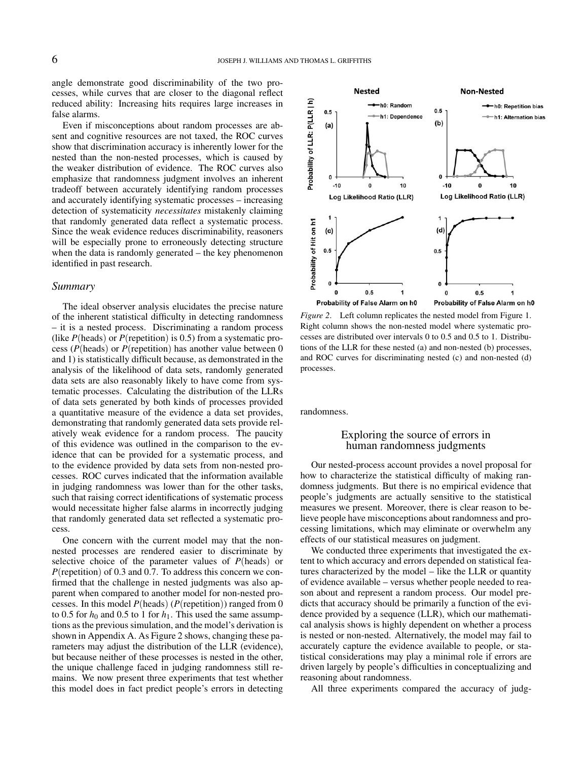angle demonstrate good discriminability of the two processes, while curves that are closer to the diagonal reflect reduced ability: Increasing hits requires large increases in false alarms.

Even if misconceptions about random processes are absent and cognitive resources are not taxed, the ROC curves show that discrimination accuracy is inherently lower for the nested than the non-nested processes, which is caused by the weaker distribution of evidence. The ROC curves also emphasize that randomness judgment involves an inherent tradeoff between accurately identifying random processes and accurately identifying systematic processes – increasing detection of systematicity *necessitates* mistakenly claiming that randomly generated data reflect a systematic process. Since the weak evidence reduces discriminability, reasoners will be especially prone to erroneously detecting structure when the data is randomly generated – the key phenomenon identified in past research.

### *Summary*

The ideal observer analysis elucidates the precise nature of the inherent statistical difficulty in detecting randomness – it is a nested process. Discriminating a random process (like $P(\text{heads})$ or $P(\text{repetition})$ is 0.5) from a systematic process ($P(\text{heads})$ or $P(\text{repetition})$ has another value between 0 and 1) is statistically difficult because, as demonstrated in the analysis of the likelihood of data sets, randomly generated data sets are also reasonably likely to have come from systematic processes. Calculating the distribution of the LLRs of data sets generated by both kinds of processes provided a quantitative measure of the evidence a data set provides, demonstrating that randomly generated data sets provide relatively weak evidence for a random process. The paucity of this evidence was outlined in the comparison to the evidence that can be provided for a systematic process, and to the evidence provided by data sets from non-nested processes. ROC curves indicated that the information available in judging randomness was lower than for the other tasks, such that raising correct identifications of systematic process would necessitate higher false alarms in incorrectly judging that randomly generated data set reflected a systematic process.

One concern with the current model may that the non-nested processes are rendered easier to discriminate by selective choice of the parameter values of $P(\text{heads})$ or $P(\text{repetition})$ of 0.3 and 0.7. To address this concern we confirmed that the challenge in nested judgments was also apparent when compared to another model for non-nested processes. In this model $P(\text{heads})$ ($P(\text{repetition})$) ranged from 0 to 0.5 for $h_0$ and 0.5 to 1 for $h_1$. This used the same assumptions as the previous simulation, and the model's derivation is shown in Appendix A. As Figure 2 shows, changing these parameters may adjust the distribution of the LLR (evidence), but because neither of these processes is nested in the other, the unique challenge faced in judging randomness still remains. We now present three experiments that test whether this model does in fact predict people's errors in detecting randomness.

*Figure 2*. Left column replicates the nested model from Figure 1. Right column shows the non-nested model where systematic processes are distributed over intervals 0 to 0.5 and 0.5 to 1. Distributions of the LLR for these nested (a) and non-nested (b) processes, and ROC curves for discriminating nested (c) and non-nested (d) processes.

## Exploring the source of errors in human randomness judgments

Our nested-process account provides a novel proposal for how to characterize the statistical difficulty of making randomness judgments. But there is no empirical evidence that people's judgments are actually sensitive to the statistical measures we present. Moreover, there is clear reason to believe people have misconceptions about randomness and processing limitations, which may eliminate or overwhelm any effects of our statistical measures on judgment.

We conducted three experiments that investigated the extent to which accuracy and errors depended on statistical features characterized by the model – like the LLR or quantity of evidence available – versus whether people needed to reason about and represent a random process. Our model predicts that accuracy should be primarily a function of the evidence provided by a sequence (LLR), which our mathematical analysis shows is highly dependent on whether a process is nested or non-nested. Alternatively, the model may fail to accurately capture the evidence available to people, or statistical considerations may play a minimal role if errors are driven largely by people's difficulties in conceptualizing and reasoning about randomness.

All three experiments compared the accuracy of judg-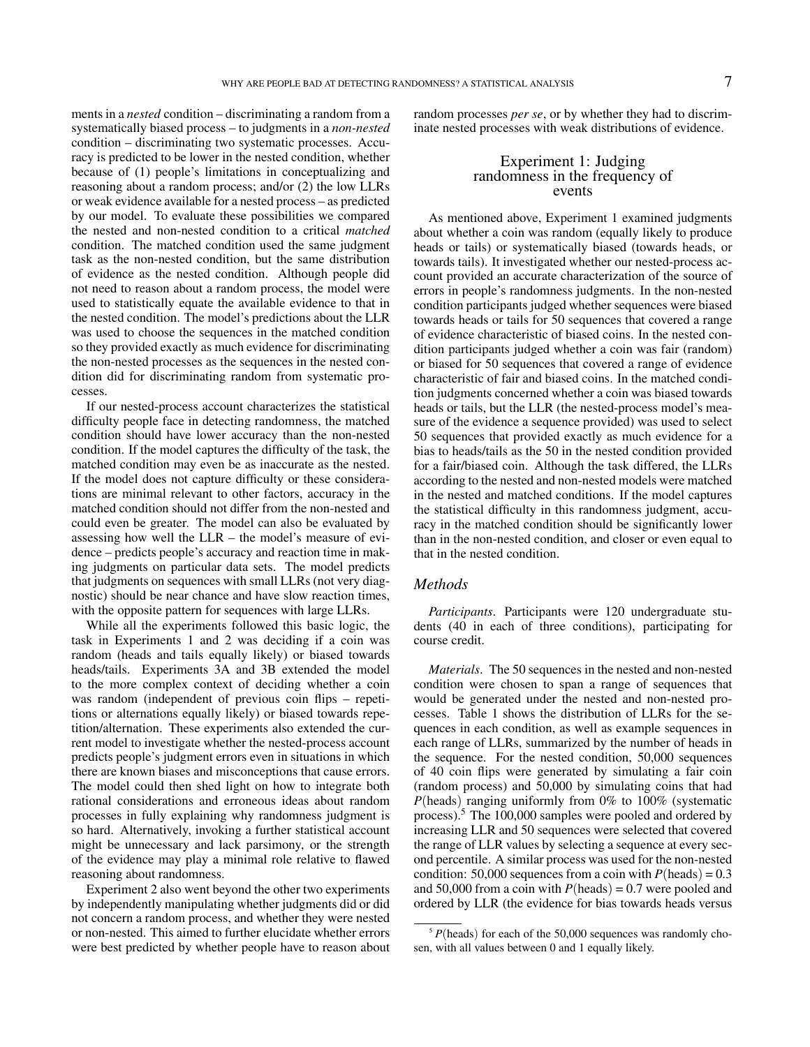ments in a *nested* condition – discriminating a random from a systematically biased process – to judgments in a *non-nested* condition – discriminating two systematic processes. Accuracy is predicted to be lower in the nested condition, whether because of (1) people's limitations in conceptualizing and reasoning about a random process; and/or (2) the low LLRs or weak evidence available for a nested process – as predicted by our model. To evaluate these possibilities we compared the nested and non-nested condition to a critical *matched* condition. The matched condition used the same judgment task as the non-nested condition, but the same distribution of evidence as the nested condition. Although people did not need to reason about a random process, the model were used to statistically equate the available evidence to that in the nested condition. The model's predictions about the LLR was used to choose the sequences in the matched condition so they provided exactly as much evidence for discriminating the non-nested processes as the sequences in the nested condition did for discriminating random from systematic processes.

If our nested-process account characterizes the statistical difficulty people face in detecting randomness, the matched condition should have lower accuracy than the non-nested condition. If the model captures the difficulty of the task, the matched condition may even be as inaccurate as the nested. If the model does not capture difficulty or these considerations are minimal relevant to other factors, accuracy in the matched condition should not differ from the non-nested and could even be greater. The model can also be evaluated by assessing how well the LLR – the model's measure of evidence – predicts people's accuracy and reaction time in making judgments on particular data sets. The model predicts that judgments on sequences with small LLRs (not very diagnostic) should be near chance and have slow reaction times, with the opposite pattern for sequences with large LLRs.

While all the experiments followed this basic logic, the task in Experiments 1 and 2 was deciding if a coin was random (heads and tails equally likely) or biased towards heads/tails. Experiments 3A and 3B extended the model to the more complex context of deciding whether a coin was random (independent of previous coin flips – repetitions or alternations equally likely) or biased towards repetition/alternation. These experiments also extended the current model to investigate whether the nested-process account predicts people's judgment errors even in situations in which there are known biases and misconceptions that cause errors. The model could then shed light on how to integrate both rational considerations and erroneous ideas about random processes in fully explaining why randomness judgment is so hard. Alternatively, invoking a further statistical account might be unnecessary and lack parsimony, or the strength of the evidence may play a minimal role relative to flawed reasoning about randomness.

Experiment 2 also went beyond the other two experiments by independently manipulating whether judgments did or did not concern a random process, and whether they were nested or non-nested. This aimed to further elucidate whether errors were best predicted by whether people have to reason about random processes *per se*, or by whether they had to discriminate nested processes with weak distributions of evidence.

## Experiment 1: Judging randomness in the frequency of events

As mentioned above, Experiment 1 examined judgments about whether a coin was random (equally likely to produce heads or tails) or systematically biased (towards heads, or towards tails). It investigated whether our nested-process account provided an accurate characterization of the source of errors in people's randomness judgments. In the non-nested condition participants judged whether sequences were biased towards heads or tails for 50 sequences that covered a range of evidence characteristic of biased coins. In the nested condition participants judged whether a coin was fair (random) or biased for 50 sequences that covered a range of evidence characteristic of fair and biased coins. In the matched condition judgments concerned whether a coin was biased towards heads or tails, but the LLR (the nested-process model's measure of the evidence a sequence provided) was used to select 50 sequences that provided exactly as much evidence for a bias to heads/tails as the 50 in the nested condition provided for a fair/biased coin. Although the task differed, the LLRs according to the nested and non-nested models were matched in the nested and matched conditions. If the model captures the statistical difficulty in this randomness judgment, accuracy in the matched condition should be significantly lower than in the non-nested condition, and closer or even equal to that in the nested condition.

### Methods

*Participants*. Participants were 120 undergraduate students (40 in each of three conditions), participating for course credit.

*Materials*. The 50 sequences in the nested and non-nested condition were chosen to span a range of sequences that would be generated under the nested and non-nested processes. Table 1 shows the distribution of LLRs for the sequences in each condition, as well as example sequences in each range of LLRs, summarized by the number of heads in the sequence. For the nested condition, 50,000 sequences of 40 coin flips were generated by simulating a fair coin (random process) and 50,000 by simulating coins that had $P(\text{heads})$ ranging uniformly from 0% to 100% (systematic process).[5] The 100,000 samples were pooled and ordered by increasing LLR and 50 sequences were selected that covered the range of LLR values by selecting a sequence at every second percentile. A similar process was used for the non-nested condition: 50,000 sequences from a coin with $P(\text{heads}) = 0.3$ and 50,000 from a coin with $P(\text{heads}) = 0.7$ were pooled and ordered by LLR (the evidence for bias towards heads versus

[5] $P(\text{heads})$ for each of the 50,000 sequences was randomly chosen, with all values between 0 and 1 equally likely.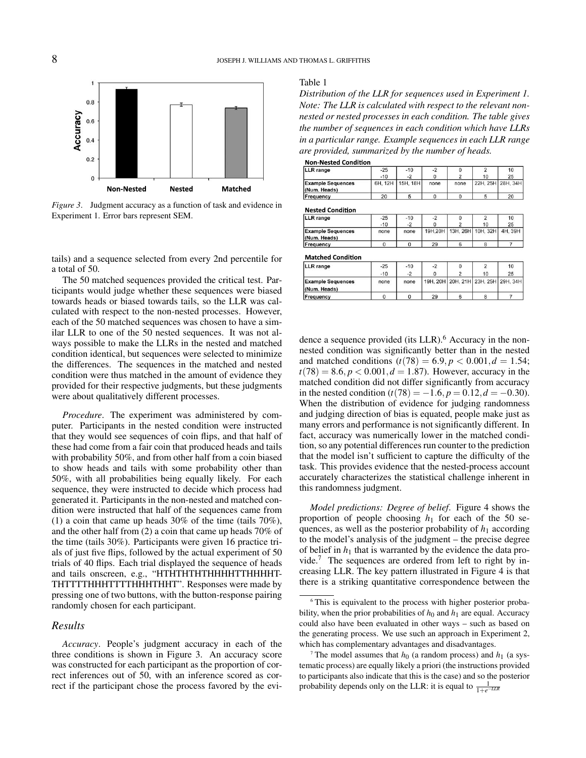Figure 3. Judgment accuracy as a function of task and evidence in Experiment 1. Error bars represent SEM.

tails) and a sequence selected from every 2nd percentile for a total of 50.

The 50 matched sequences provided the critical test. Participants would judge whether these sequences were biased towards heads or biased towards tails, so the LLR was calculated with respect to the non-nested processes. However, each of the 50 matched sequences was chosen to have a similar LLR to one of the 50 nested sequences. It was not always possible to make the LLRs in the nested and matched condition identical, but sequences were selected to minimize the differences. The sequences in the matched and nested condition were thus matched in the amount of evidence they provided for their respective judgments, but these judgments were about qualitatively different processes.

*Procedure*. The experiment was administered by computer. Participants in the nested condition were instructed that they would see sequences of coin flips, and that half of these had come from a fair coin that produced heads and tails with probability 50%, and from other half from a coin biased to show heads and tails with some probability other than 50%, with all probabilities being equally likely. For each sequence, they were instructed to decide which process had generated it. Participants in the non-nested and matched condition were instructed that half of the sequences came from (1) a coin that came up heads 30% of the time (tails 70%), and the other half from (2) a coin that came up heads 70% of the time (tails 30%). Participants were given 16 practice trials of just five flips, followed by the actual experiment of 50 trials of 40 flips. Each trial displayed the sequence of heads and tails onscreen, e.g., "HTHTHTHTHHHHTTHHHHT-THTTTTHHHTTTTHHHTHHT". Responses were made by pressing one of two buttons, with the button-response pairing randomly chosen for each participant.

## Results

*Accuracy*. People's judgment accuracy in each of the three conditions is shown in Figure 3. An accuracy score was constructed for each participant as the proportion of correct inferences out of 50, with an inference scored as correct if the participant chose the process favored by the evidence a sequence provided (its LLR).[6] Accuracy in the non-nested condition was significantly better than in the nested and matched conditions ($t(78) = 6.9, p < 0.001, d = 1.54$; $t(78) = 8.6, p < 0.001, d = 1.87$). However, accuracy in the matched condition did not differ significantly from accuracy in the nested condition ($t(78) = -1.6, p = 0.12, d = -0.30$). When the distribution of evidence for judging randomness and judging direction of bias is equated, people make just as many errors and performance is not significantly different. In fact, accuracy was numerically lower in the matched condition, so any potential differences run counter to the prediction that the model isn't sufficient to capture the difficulty of the task. This provides evidence that the nested-process account accurately characterizes the statistical challenge inherent in this randomness judgment.

Table 1
*Distribution of the LLR for sequences used in Experiment 1. Note: The LLR is calculated with respect to the relevant non-nested or nested processes in each condition. The table gives the number of sequences in each condition which have LLRs in a particular range. Example sequences in each LLR range are provided, summarized by the number of heads.*

**Non-Nested Condition**

| LLR range | -25 to -10 | -10 to -2 | -2 to 0 | 0 to 2 | 2 to 10 | 10 to 25 |
|---|---|---|---|---|---|---|
| Example Sequences (Num. Heads) | 6H, 12H | 15H, 18H | none | none | 22H, 25H | 28H, 34H |
| Frequency | 20 | 5 | 0 | 0 | 5 | 20 |

**Nested Condition**

| LLR range | -25 to -10 | -10 to -2 | -2 to 0 | 0 to 2 | 2 to 10 | 10 to 25 |
|---|---|---|---|---|---|---|
| Example Sequences (Num. Heads) | none | none | 19H,20H | 13H, 26H | 10H, 32H | 4H, 39H |
| Frequency | 0 | 0 | 29 | 6 | 8 | 7 |

**Matched Condition**

| LLR range | -25 to -10 | -10 to -2 | -2 to 0 | 0 to 2 | 2 to 10 | 10 to 25 |
|---|---|---|---|---|---|---|
| Example Sequences (Num. Heads) | none | none | 19H, 20H | 20H, 21H | 23H, 25H | 29H, 34H |
| Frequency | 0 | 0 | 29 | 6 | 8 | 7 |

*Model predictions: Degree of belief*. Figure 4 shows the proportion of people choosing $h_1$ for each of the 50 sequences, as well as the posterior probability of $h_1$ according to the model's analysis of the judgment – the precise degree of belief in $h_1$ that is warranted by the evidence the data provide.[7] The sequences are ordered from left to right by increasing LLR. The key pattern illustrated in Figure 4 is that there is a striking quantitative correspondence between the

[6] This is equivalent to the process with higher posterior probability, when the prior probabilities of $h_0$ and $h_1$ are equal. Accuracy could also have been evaluated in other ways – such as based on the generating process. We use such an approach in Experiment 2, which has complementary advantages and disadvantages.

[7] The model assumes that $h_0$ (a random process) and $h_1$ (a systematic process) are equally likely a priori (the instructions provided to participants also indicate that this is the case) and so the posterior probability depends only on the LLR: it is equal to $\frac{1}{1+e^{-LLR}}$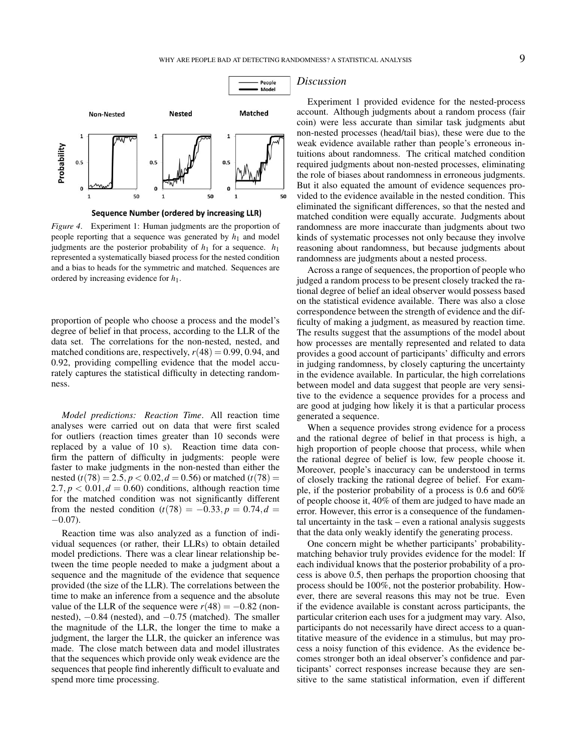*Figure 4*. Experiment 1: Human judgments are the proportion of people reporting that a sequence was generated by $h_1$ and model judgments are the posterior probability of $h_1$ for a sequence. $h_1$ represented a systematically biased process for the nested condition and a bias to heads for the symmetric and matched. Sequences are ordered by increasing evidence for $h_1$.

proportion of people who choose a process and the model's degree of belief in that process, according to the LLR of the data set. The correlations for the non-nested, nested, and matched conditions are, respectively, $r(48) = 0.99$, 0.94, and 0.92, providing compelling evidence that the model accurately captures the statistical difficulty in detecting randomness.

*Model predictions: Reaction Time*. All reaction time analyses were carried out on data that were first scaled for outliers (reaction times greater than 10 seconds were replaced by a value of 10 s). Reaction time data confirm the pattern of difficulty in judgments: people were faster to make judgments in the non-nested than either the nested ($t(78) = 2.5, p < 0.02, d = 0.56$) or matched ($t(78) = 2.7, p < 0.01, d = 0.60$) conditions, although reaction time for the matched condition was not significantly different from the nested condition ($t(78) = -0.33, p = 0.74, d = -0.07$).

Reaction time was also analyzed as a function of individual sequences (or rather, their LLRs) to obtain detailed model predictions. There was a clear linear relationship between the time people needed to make a judgment about a sequence and the magnitude of the evidence that sequence provided (the size of the LLR). The correlations between the time to make an inference from a sequence and the absolute value of the LLR of the sequence were $r(48) = -0.82$ (non-nested), $-0.84$ (nested), and $-0.75$ (matched). The smaller the magnitude of the LLR, the longer the time to make a judgment, the larger the LLR, the quicker an inference was made. The close match between data and model illustrates that the sequences which provide only weak evidence are the sequences that people find inherently difficult to evaluate and spend more time processing.

## *Discussion*

Experiment 1 provided evidence for the nested-process account. Although judgments about a random process (fair coin) were less accurate than similar task judgments abut non-nested processes (head/tail bias), these were due to the weak evidence available rather than people's erroneous intuitions about randomness. The critical matched condition required judgments about non-nested processes, eliminating the role of biases about randomness in erroneous judgments. But it also equated the amount of evidence sequences provided to the evidence available in the nested condition. This eliminated the significant differences, so that the nested and matched condition were equally accurate. Judgments about randomness are more inaccurate than judgments about two kinds of systematic processes not only because they involve reasoning about randomness, but because judgments about randomness are judgments about a nested process.

Across a range of sequences, the proportion of people who judged a random process to be present closely tracked the rational degree of belief an ideal observer would possess based on the statistical evidence available. There was also a close correspondence between the strength of evidence and the difficulty of making a judgment, as measured by reaction time. The results suggest that the assumptions of the model about how processes are mentally represented and related to data provides a good account of participants' difficulty and errors in judging randomness, by closely capturing the uncertainty in the evidence available. In particular, the high correlations between model and data suggest that people are very sensitive to the evidence a sequence provides for a process and are good at judging how likely it is that a particular process generated a sequence.

When a sequence provides strong evidence for a process and the rational degree of belief in that process is high, a high proportion of people choose that process, while when the rational degree of belief is low, few people choose it. Moreover, people's inaccuracy can be understood in terms of closely tracking the rational degree of belief. For example, if the posterior probability of a process is 0.6 and 60% of people choose it, 40% of them are judged to have made an error. However, this error is a consequence of the fundamental uncertainty in the task – even a rational analysis suggests that the data only weakly identify the generating process.

One concern might be whether participants' probability-matching behavior truly provides evidence for the model: If each individual knows that the posterior probability of a process is above 0.5, then perhaps the proportion choosing that process should be 100%, not the posterior probability. However, there are several reasons this may not be true. Even if the evidence available is constant across participants, the particular criterion each uses for a judgment may vary. Also, participants do not necessarily have direct access to a quantitative measure of the evidence in a stimulus, but may process a noisy function of this evidence. As the evidence becomes stronger both an ideal observer's confidence and participants' correct responses increase because they are sensitive to the same statistical information, even if different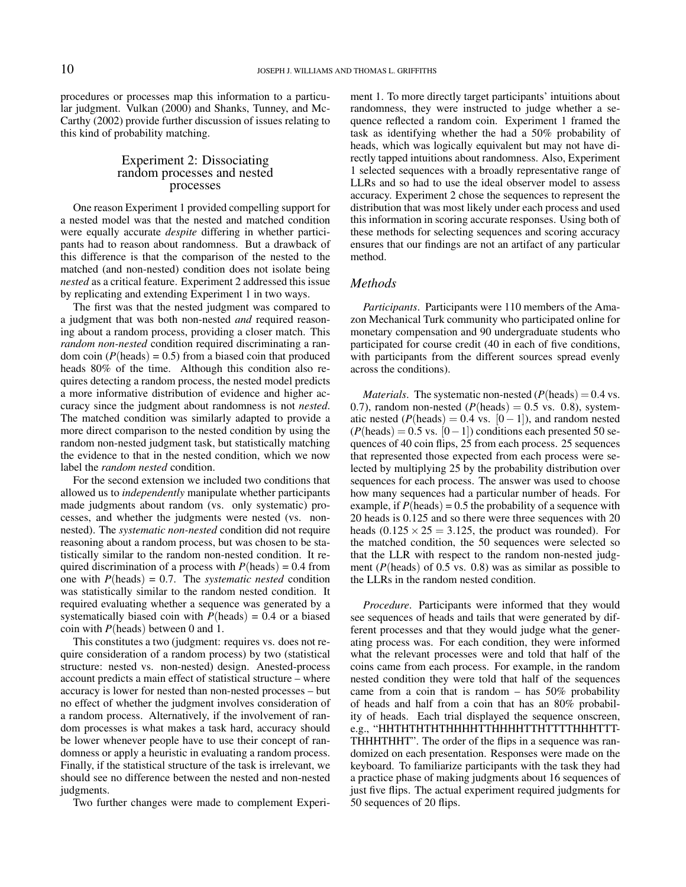procedures or processes map this information to a particular judgment. Vulkan (2000) and Shanks, Tunney, and McCarthy (2002) provide further discussion of issues relating to this kind of probability matching.

## Experiment 2: Dissociating random processes and nested processes

One reason Experiment 1 provided compelling support for a nested model was that the nested and matched condition were equally accurate *despite* differing in whether participants had to reason about randomness. But a drawback of this difference is that the comparison of the nested to the matched (and non-nested) condition does not isolate being *nested* as a critical feature. Experiment 2 addressed this issue by replicating and extending Experiment 1 in two ways.

The first was that the nested judgment was compared to a judgment that was both non-nested *and* required reasoning about a random process, providing a closer match. This *random non-nested* condition required discriminating a random coin ($P$(heads) = 0.5) from a biased coin that produced heads 80% of the time. Although this condition also requires detecting a random process, the nested model predicts a more informative distribution of evidence and higher accuracy since the judgment about randomness is not *nested*. The matched condition was similarly adapted to provide a more direct comparison to the nested condition by using the random non-nested judgment task, but statistically matching the evidence to that in the nested condition, which we now label the *random nested* condition.

For the second extension we included two conditions that allowed us to *independently* manipulate whether participants made judgments about random (vs. only systematic) processes, and whether the judgments were nested (vs. non-nested). The *systematic non-nested* condition did not require reasoning about a random process, but was chosen to be statistically similar to the random non-nested condition. It required discrimination of a process with $P$(heads) = 0.4 from one with $P$(heads) = 0.7. The *systematic nested* condition was statistically similar to the random nested condition. It required evaluating whether a sequence was generated by a systematically biased coin with $P$(heads) = 0.4 or a biased coin with $P$(heads) between 0 and 1.

This constitutes a two (judgment: requires vs. does not require consideration of a random process) by two (statistical structure: nested vs. non-nested) design. Anested-process account predicts a main effect of statistical structure – where accuracy is lower for nested than non-nested processes – but no effect of whether the judgment involves consideration of a random process. Alternatively, if the involvement of random processes is what makes a task hard, accuracy should be lower whenever people have to use their concept of randomness or apply a heuristic in evaluating a random process. Finally, if the statistical structure of the task is irrelevant, we should see no difference between the nested and non-nested judgments.

Two further changes were made to complement Experiment 1. To more directly target participants' intuitions about randomness, they were instructed to judge whether a sequence reflected a random coin. Experiment 1 framed the task as identifying whether the had a 50% probability of heads, which was logically equivalent but may not have directly tapped intuitions about randomness. Also, Experiment 1 selected sequences with a broadly representative range of LLRs and so had to use the ideal observer model to assess accuracy. Experiment 2 chose the sequences to represent the distribution that was most likely under each process and used this information in scoring accurate responses. Using both of these methods for selecting sequences and scoring accuracy ensures that our findings are not an artifact of any particular method.

### Methods

*Participants*. Participants were 110 members of the Amazon Mechanical Turk community who participated online for monetary compensation and 90 undergraduate students who participated for course credit (40 in each of five conditions, with participants from the different sources spread evenly across the conditions).

*Materials*. The systematic non-nested ($P(\text{heads}) = 0.4$ vs. 0.7), random non-nested ($P(\text{heads}) = 0.5$ vs. 0.8), systematic nested ($P(\text{heads}) = 0.4$ vs. $[0-1]$), and random nested ($P(\text{heads}) = 0.5$ vs. $[0-1]$) conditions each presented 50 sequences of 40 coin flips, 25 from each process. 25 sequences that represented those expected from each process were selected by multiplying 25 by the probability distribution over sequences for each process. The answer was used to choose how many sequences had a particular number of heads. For example, if $P$(heads) = 0.5 the probability of a sequence with 20 heads is 0.125 and so there were three sequences with 20 heads ($0.125 \times 25 = 3.125$, the product was rounded). For the matched condition, the 50 sequences were selected so that the LLR with respect to the random non-nested judgment ($P$(heads) of 0.5 vs. 0.8) was as similar as possible to the LLRs in the random nested condition.

*Procedure*. Participants were informed that they would see sequences of heads and tails that were generated by different processes and that they would judge what the generating process was. For each condition, they were informed what the relevant processes were and told that half of the coins came from each process. For example, in the random nested condition they were told that half of the sequences came from a coin that is random – has 50% probability of heads and half from a coin that has an 80% probability of heads. Each trial displayed the sequence onscreen, e.g., "HHTHTHTHTHHHHTTHHHHTTHTTTTHHHTTT-THHHTHHT". The order of the flips in a sequence was randomized on each presentation. Responses were made on the keyboard. To familiarize participants with the task they had a practice phase of making judgments about 16 sequences of just five flips. The actual experiment required judgments for 50 sequences of 20 flips.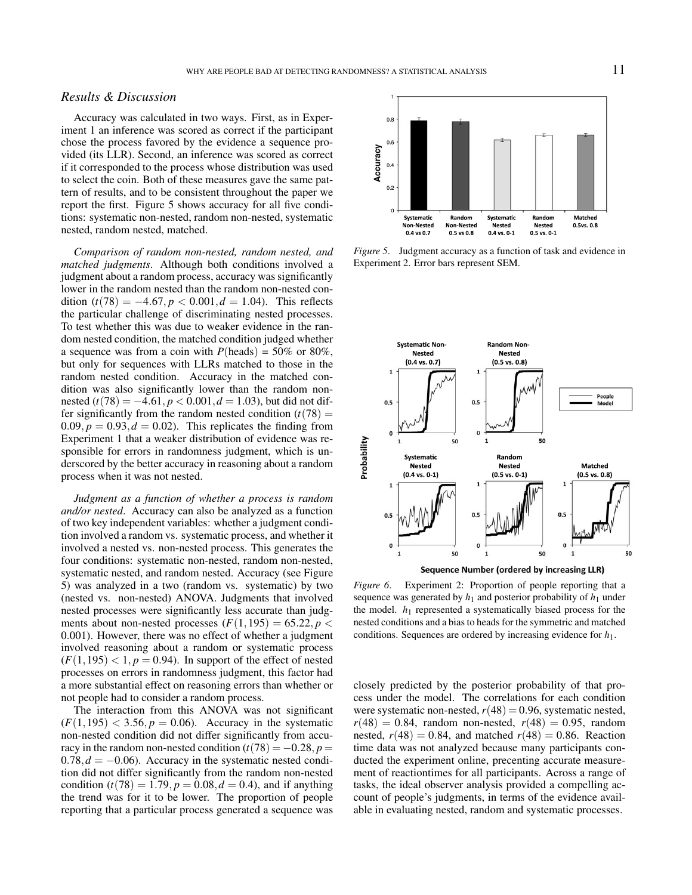### *Results & Discussion*

Accuracy was calculated in two ways. First, as in Experiment 1 an inference was scored as correct if the participant chose the process favored by the evidence a sequence provided (its LLR). Second, an inference was scored as correct if it corresponded to the process whose distribution was used to select the coin. Both of these measures gave the same pattern of results, and to be consistent throughout the paper we report the first. Figure 5 shows accuracy for all five conditions: systematic non-nested, random non-nested, systematic nested, random nested, matched.

*Comparison of random non-nested, random nested, and matched judgments*. Although both conditions involved a judgment about a random process, accuracy was significantly lower in the random nested than the random non-nested condition ($t(78) = -4.67, p < 0.001, d = 1.04$). This reflects the particular challenge of discriminating nested processes. To test whether this was due to weaker evidence in the random nested condition, the matched condition judged whether a sequence was from a coin with $P$(heads) = 50% or 80%, but only for sequences with LLRs matched to those in the random nested condition. Accuracy in the matched condition was also significantly lower than the random non-nested ($t(78) = -4.61, p < 0.001, d = 1.03$), but did not differ significantly from the random nested condition ($t(78) = 0.09, p = 0.93, d = 0.02$). This replicates the finding from Experiment 1 that a weaker distribution of evidence was responsible for errors in randomness judgment, which is underscored by the better accuracy in reasoning about a random process when it was not nested.

*Judgment as a function of whether a process is random and/or nested*. Accuracy can also be analyzed as a function of two key independent variables: whether a judgment condition involved a random vs. systematic process, and whether it involved a nested vs. non-nested process. This generates the four conditions: systematic non-nested, random non-nested, systematic nested, and random nested. Accuracy (see Figure 5) was analyzed in a two (random vs. systematic) by two (nested vs. non-nested) ANOVA. Judgments that involved nested processes were significantly less accurate than judgments about non-nested processes ($F(1,195) = 65.22, p < 0.001$). However, there was no effect of whether a judgment involved reasoning about a random or systematic process ($F(1,195) < 1, p = 0.94$). In support of the effect of nested processes on errors in randomness judgment, this factor had a more substantial effect on reasoning errors than whether or not people had to consider a random process.

The interaction from this ANOVA was not significant ($F(1,195) < 3.56, p = 0.06$). Accuracy in the systematic non-nested condition did not differ significantly from accuracy in the random non-nested condition ($t(78) = -0.28, p = 0.78, d = -0.06$). Accuracy in the systematic nested condition did not differ significantly from the random non-nested condition ($t(78) = 1.79, p = 0.08, d = 0.4$), and if anything the trend was for it to be lower. The proportion of people reporting that a particular process generated a sequence was closely predicted by the posterior probability of that process under the model. The correlations for each condition were systematic non-nested, $r(48) = 0.96$, systematic nested, $r(48) = 0.84$, random non-nested, $r(48) = 0.95$, random nested, $r(48) = 0.84$, and matched $r(48) = 0.86$. Reaction time data was not analyzed because many participants conducted the experiment online, precenting accurate measurement of reactiontimes for all participants. Across a range of tasks, the ideal observer analysis provided a compelling account of people's judgments, in terms of the evidence available in evaluating nested, random and systematic processes.

*Figure 5*. Judgment accuracy as a function of task and evidence in Experiment 2. Error bars represent SEM.

*Figure 6*. Experiment 2: Proportion of people reporting that a sequence was generated by $h_1$ and posterior probability of $h_1$ under the model. $h_1$ represented a systematically biased process for the nested conditions and a bias to heads for the symmetric and matched conditions. Sequences are ordered by increasing evidence for $h_1$.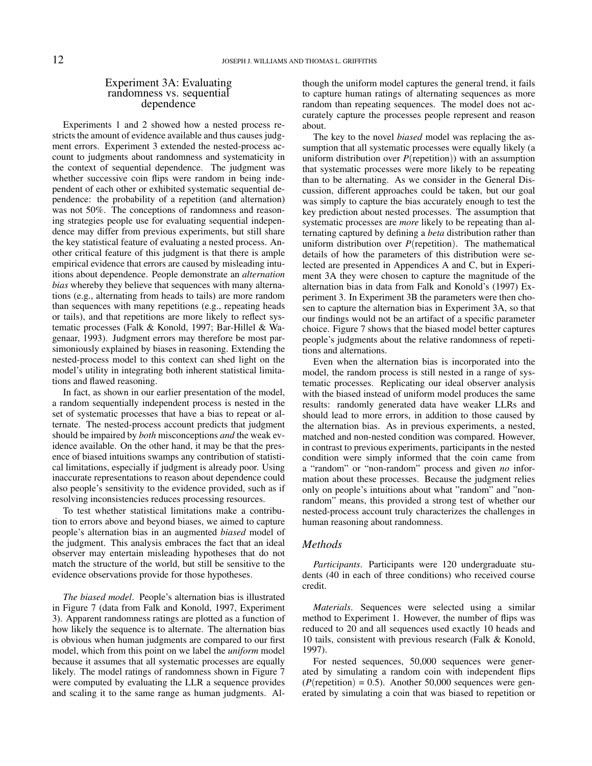## Experiment 3A: Evaluating randomness vs. sequential dependence

Experiments 1 and 2 showed how a nested process restricts the amount of evidence available and thus causes judgment errors. Experiment 3 extended the nested-process account to judgments about randomness and systematicity in the context of sequential dependence. The judgment was whether successive coin flips were random in being independent of each other or exhibited systematic sequential dependence: the probability of a repetition (and alternation) was not 50%. The conceptions of randomness and reasoning strategies people use for evaluating sequential independence may differ from previous experiments, but still share the key statistical feature of evaluating a nested process. Another critical feature of this judgment is that there is ample empirical evidence that errors are caused by misleading intuitions about dependence. People demonstrate an *alternation bias* whereby they believe that sequences with many alternations (e.g., alternating from heads to tails) are more random than sequences with many repetitions (e.g., repeating heads or tails), and that repetitions are more likely to reflect systematic processes (Falk & Konold, 1997; Bar-Hillel & Wagenaar, 1993). Judgment errors may therefore be most parsimoniously explained by biases in reasoning. Extending the nested-process model to this context can shed light on the model's utility in integrating both inherent statistical limitations and flawed reasoning.

In fact, as shown in our earlier presentation of the model, a random sequentially independent process is nested in the set of systematic processes that have a bias to repeat or alternate. The nested-process account predicts that judgment should be impaired by *both* misconceptions *and* the weak evidence available. On the other hand, it may be that the presence of biased intuitions swamps any contribution of statistical limitations, especially if judgment is already poor. Using inaccurate representations to reason about dependence could also people's sensitivity to the evidence provided, such as if resolving inconsistencies reduces processing resources.

To test whether statistical limitations make a contribution to errors above and beyond biases, we aimed to capture people's alternation bias in an augmented *biased* model of the judgment. This analysis embraces the fact that an ideal observer may entertain misleading hypotheses that do not match the structure of the world, but still be sensitive to the evidence observations provide for those hypotheses.

*The biased model*. People's alternation bias is illustrated in Figure 7 (data from Falk and Konold, 1997, Experiment 3). Apparent randomness ratings are plotted as a function of how likely the sequence is to alternate. The alternation bias is obvious when human judgments are compared to our first model, which from this point on we label the *uniform* model because it assumes that all systematic processes are equally likely. The model ratings of randomness shown in Figure 7 were computed by evaluating the LLR a sequence provides and scaling it to the same range as human judgments. Although the uniform model captures the general trend, it fails to capture human ratings of alternating sequences as more random than repeating sequences. The model does not accurately capture the processes people represent and reason about.

The key to the novel *biased* model was replacing the assumption that all systematic processes were equally likely (a uniform distribution over $P(\text{repetition})$) with an assumption that systematic processes were more likely to be repeating than to be alternating. As we consider in the General Discussion, different approaches could be taken, but our goal was simply to capture the bias accurately enough to test the key prediction about nested processes. The assumption that systematic processes are *more* likely to be repeating than alternating captured by defining a *beta* distribution rather than uniform distribution over $P(\text{repetition})$. The mathematical details of how the parameters of this distribution were selected are presented in Appendices A and C, but in Experiment 3A they were chosen to capture the magnitude of the alternation bias in data from Falk and Konold's (1997) Experiment 3. In Experiment 3B the parameters were then chosen to capture the alternation bias in Experiment 3A, so that our findings would not be an artifact of a specific parameter choice. Figure 7 shows that the biased model better captures people's judgments about the relative randomness of repetitions and alternations.

Even when the alternation bias is incorporated into the model, the random process is still nested in a range of systematic processes. Replicating our ideal observer analysis with the biased instead of uniform model produces the same results: randomly generated data have weaker LLRs and should lead to more errors, in addition to those caused by the alternation bias. As in previous experiments, a nested, matched and non-nested condition was compared. However, in contrast to previous experiments, participants in the nested condition were simply informed that the coin came from a "random" or "non-random" process and given *no* information about these processes. Because the judgment relies only on people's intuitions about what "random" and "non-random" means, this provided a strong test of whether our nested-process account truly characterizes the challenges in human reasoning about randomness.

### *Methods*

*Participants*. Participants were 120 undergraduate students (40 in each of three conditions) who received course credit.

*Materials*. Sequences were selected using a similar method to Experiment 1. However, the number of flips was reduced to 20 and all sequences used exactly 10 heads and 10 tails, consistent with previous research (Falk & Konold, 1997).

For nested sequences, 50,000 sequences were generated by simulating a random coin with independent flips ($P(\text{repetition}) = 0.5$). Another 50,000 sequences were generated by simulating a coin that was biased to repetition or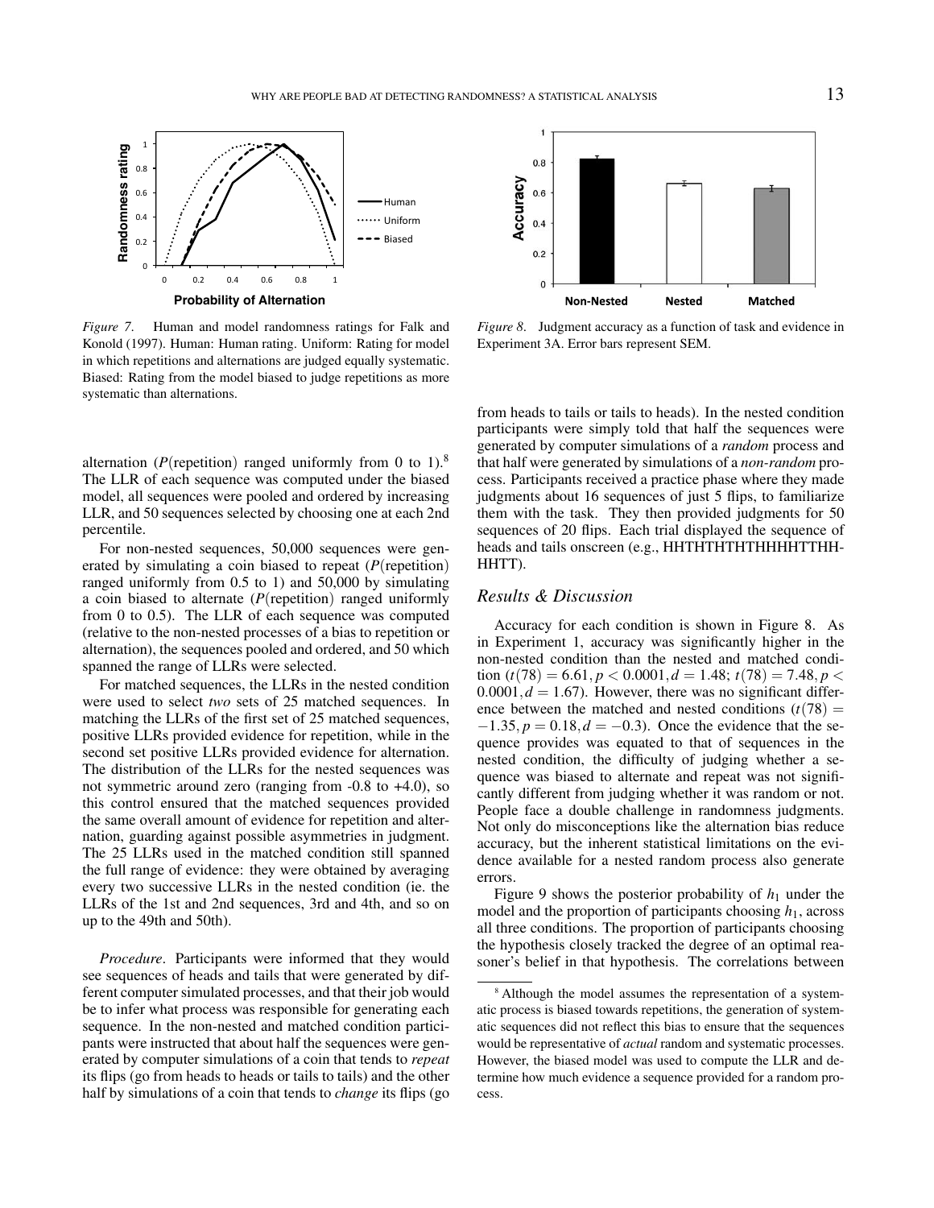*Figure 7*. Human and model randomness ratings for Falk and Konold (1997). Human: Human rating. Uniform: Rating for model in which repetitions and alternations are judged equally systematic. Biased: Rating from the model biased to judge repetitions as more systematic than alternations.

*Figure 8*. Judgment accuracy as a function of task and evidence in Experiment 3A. Error bars represent SEM.

alternation ($P$(repetition) ranged uniformly from 0 to 1).[8] The LLR of each sequence was computed under the biased model, all sequences were pooled and ordered by increasing LLR, and 50 sequences selected by choosing one at each 2nd percentile.

For non-nested sequences, 50,000 sequences were generated by simulating a coin biased to repeat ($P$(repetition) ranged uniformly from 0.5 to 1) and 50,000 by simulating a coin biased to alternate ($P$(repetition) ranged uniformly from 0 to 0.5). The LLR of each sequence was computed (relative to the non-nested processes of a bias to repetition or alternation), the sequences pooled and ordered, and 50 which spanned the range of LLRs were selected.

For matched sequences, the LLRs in the nested condition were used to select *two* sets of 25 matched sequences. In matching the LLRs of the first set of 25 matched sequences, positive LLRs provided evidence for repetition, while in the second set positive LLRs provided evidence for alternation. The distribution of the LLRs for the nested sequences was not symmetric around zero (ranging from -0.8 to +4.0), so this control ensured that the matched sequences provided the same overall amount of evidence for repetition and alternation, guarding against possible asymmetries in judgment. The 25 LLRs used in the matched condition still spanned the full range of evidence: they were obtained by averaging every two successive LLRs in the nested condition (ie. the LLRs of the 1st and 2nd sequences, 3rd and 4th, and so on up to the 49th and 50th).

*Procedure*. Participants were informed that they would see sequences of heads and tails that were generated by different computer simulated processes, and that their job would be to infer what process was responsible for generating each sequence. In the non-nested and matched condition participants were instructed that about half the sequences were generated by computer simulations of a coin that tends to *repeat* its flips (go from heads to heads or tails to tails) and the other half by simulations of a coin that tends to *change* its flips (go from heads to tails or tails to heads). In the nested condition participants were simply told that half the sequences were generated by computer simulations of a *random* process and that half were generated by simulations of a *non-random* process. Participants received a practice phase where they made judgments about 16 sequences of just 5 flips, to familiarize them with the task. They then provided judgments for 50 sequences of 20 flips. Each trial displayed the sequence of heads and tails onscreen (e.g., HHTHTHTHTHHHHTTHHHHTT).

### *Results & Discussion*

Accuracy for each condition is shown in Figure 8. As in Experiment 1, accuracy was significantly higher in the non-nested condition than the nested and matched condition ($t(78) = 6.61, p < 0.0001, d = 1.48$; $t(78) = 7.48, p < 0.0001, d = 1.67$). However, there was no significant difference between the matched and nested conditions ($t(78) = -1.35, p = 0.18, d = -0.3$). Once the evidence that the sequence provides was equated to that of sequences in the nested condition, the difficulty of judging whether a sequence was biased to alternate and repeat was not significantly different from judging whether it was random or not. People face a double challenge in randomness judgments. Not only do misconceptions like the alternation bias reduce accuracy, but the inherent statistical limitations on the evidence available for a nested random process also generate errors.

Figure 9 shows the posterior probability of $h_1$ under the model and the proportion of participants choosing $h_1$, across all three conditions. The proportion of participants choosing the hypothesis closely tracked the degree of an optimal reasoner's belief in that hypothesis. The correlations between

[8] Although the model assumes the representation of a systematic process is biased towards repetitions, the generation of systematic sequences did not reflect this bias to ensure that the sequences would be representative of *actual* random and systematic processes. However, the biased model was used to compute the LLR and determine how much evidence a sequence provided for a random process.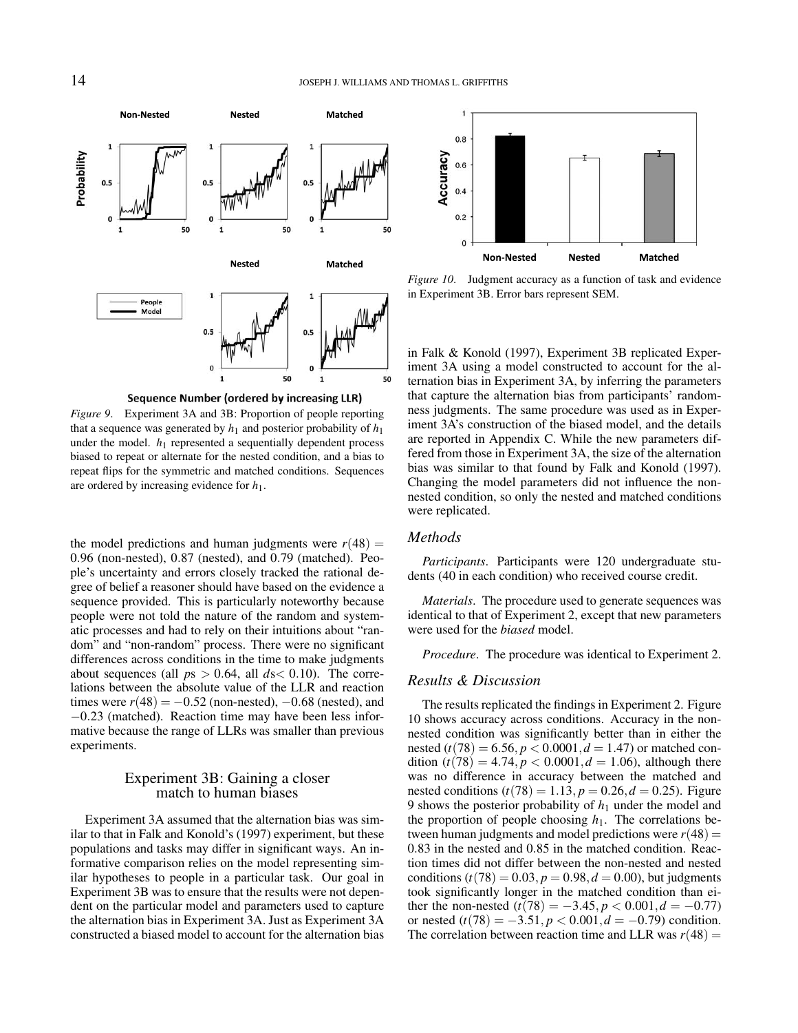*Figure 9*. Experiment 3A and 3B: Proportion of people reporting that a sequence was generated by $h_1$ and posterior probability of $h_1$ under the model. $h_1$ represented a sequentially dependent process biased to repeat or alternate for the nested condition, and a bias to repeat flips for the symmetric and matched conditions. Sequences are ordered by increasing evidence for $h_1$.

the model predictions and human judgments were $r(48) = 0.96$ (non-nested), 0.87 (nested), and 0.79 (matched). People's uncertainty and errors closely tracked the rational degree of belief a reasoner should have based on the evidence a sequence provided. This is particularly noteworthy because people were not told the nature of the random and systematic processes and had to rely on their intuitions about "random" and "non-random" process. There were no significant differences across conditions in the time to make judgments about sequences (all $p$s $> 0.64$, all $d$s$< 0.10$). The correlations between the absolute value of the LLR and reaction times were $r(48) = -0.52$ (non-nested), $-0.68$ (nested), and $-0.23$ (matched). Reaction time may have been less informative because the range of LLRs was smaller than previous experiments.

## Experiment 3B: Gaining a closer match to human biases

Experiment 3A assumed that the alternation bias was similar to that in Falk and Konold's (1997) experiment, but these populations and tasks may differ in significant ways. An informative comparison relies on the model representing similar hypotheses to people in a particular task. Our goal in Experiment 3B was to ensure that the results were not dependent on the particular model and parameters used to capture the alternation bias in Experiment 3A. Just as Experiment 3A constructed a biased model to account for the alternation bias in Falk & Konold (1997), Experiment 3B replicated Experiment 3A using a model constructed to account for the alternation bias in Experiment 3A, by inferring the parameters that capture the alternation bias from participants' randomness judgments. The same procedure was used as in Experiment 3A's construction of the biased model, and the details are reported in Appendix C. While the new parameters differed from those in Experiment 3A, the size of the alternation bias was similar to that found by Falk and Konold (1997). Changing the model parameters did not influence the non-nested condition, so only the nested and matched conditions were replicated.

*Figure 10*. Judgment accuracy as a function of task and evidence in Experiment 3B. Error bars represent SEM.

### Methods

*Participants*. Participants were 120 undergraduate students (40 in each condition) who received course credit.

*Materials*. The procedure used to generate sequences was identical to that of Experiment 2, except that new parameters were used for the *biased* model.

*Procedure*. The procedure was identical to Experiment 2.

### Results & Discussion

The results replicated the findings in Experiment 2. Figure 10 shows accuracy across conditions. Accuracy in the non-nested condition was significantly better than in either the nested ($t(78) = 6.56, p < 0.0001, d = 1.47$) or matched condition ($t(78) = 4.74, p < 0.0001, d = 1.06$), although there was no difference in accuracy between the matched and nested conditions ($t(78) = 1.13, p = 0.26, d = 0.25$). Figure 9 shows the posterior probability of $h_1$ under the model and the proportion of people choosing $h_1$. The correlations between human judgments and model predictions were $r(48) = 0.83$ in the nested and 0.85 in the matched condition. Reaction times did not differ between the non-nested and nested conditions ($t(78) = 0.03, p = 0.98, d = 0.00$), but judgments took significantly longer in the matched condition than either the non-nested ($t(78) = -3.45, p < 0.001, d = -0.77$) or nested ($t(78) = -3.51, p < 0.001, d = -0.79$) condition. The correlation between reaction time and LLR was $r(48) =$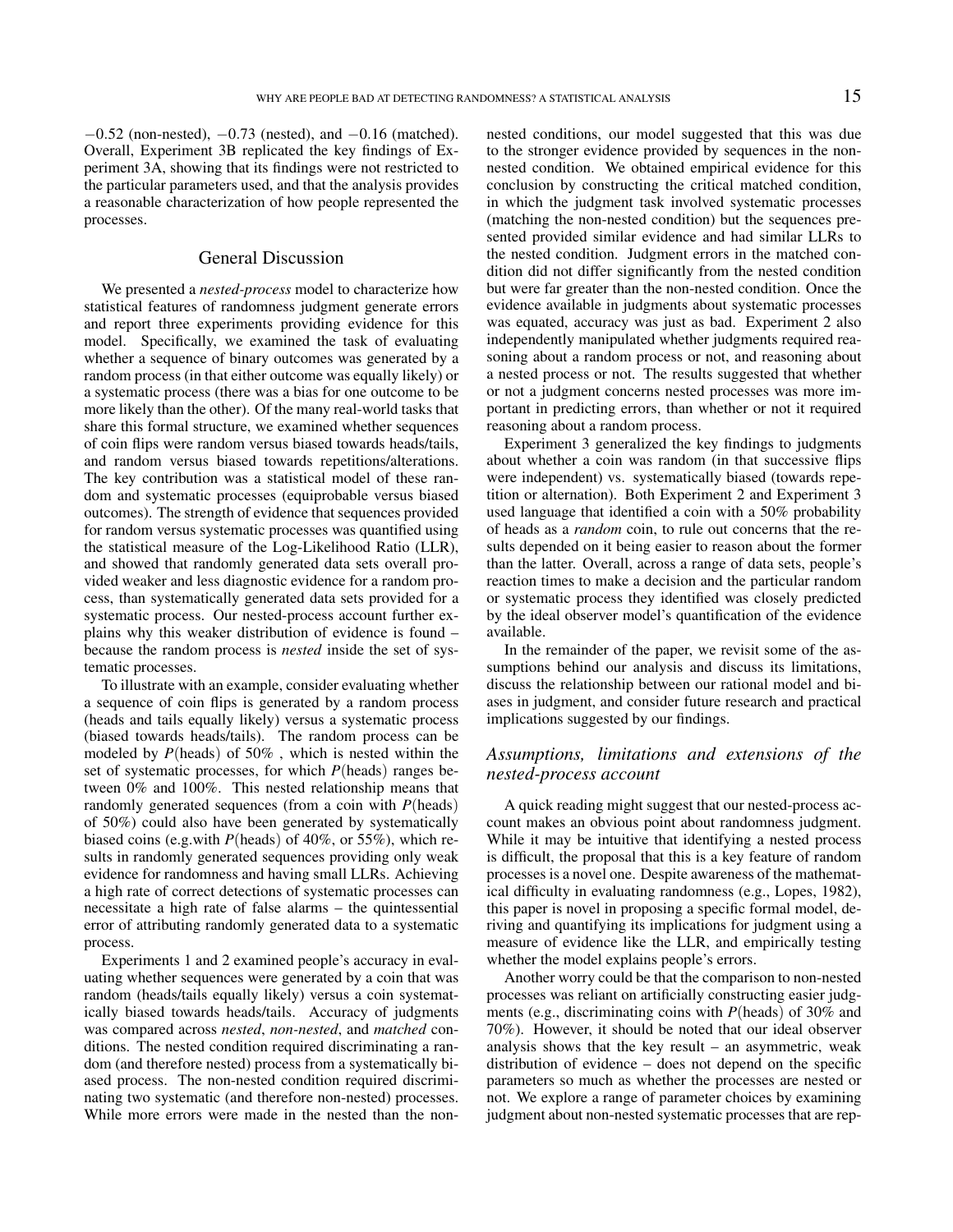−0.52 (non-nested), −0.73 (nested), and −0.16 (matched). Overall, Experiment 3B replicated the key findings of Experiment 3A, showing that its findings were not restricted to the particular parameters used, and that the analysis provides a reasonable characterization of how people represented the processes.

## General Discussion

We presented a *nested-process* model to characterize how statistical features of randomness judgment generate errors and report three experiments providing evidence for this model. Specifically, we examined the task of evaluating whether a sequence of binary outcomes was generated by a random process (in that either outcome was equally likely) or a systematic process (there was a bias for one outcome to be more likely than the other). Of the many real-world tasks that share this formal structure, we examined whether sequences of coin flips were random versus biased towards heads/tails, and random versus biased towards repetitions/alterations. The key contribution was a statistical model of these random and systematic processes (equiprobable versus biased outcomes). The strength of evidence that sequences provided for random versus systematic processes was quantified using the statistical measure of the Log-Likelihood Ratio (LLR), and showed that randomly generated data sets overall provided weaker and less diagnostic evidence for a random process, than systematically generated data sets provided for a systematic process. Our nested-process account further explains why this weaker distribution of evidence is found – because the random process is *nested* inside the set of systematic processes.

To illustrate with an example, consider evaluating whether a sequence of coin flips is generated by a random process (heads and tails equally likely) versus a systematic process (biased towards heads/tails). The random process can be modeled by $P$(heads) of 50% , which is nested within the set of systematic processes, for which $P$(heads) ranges between 0% and 100%. This nested relationship means that randomly generated sequences (from a coin with $P$(heads) of 50%) could also have been generated by systematically biased coins (e.g.with $P$(heads) of 40%, or 55%), which results in randomly generated sequences providing only weak evidence for randomness and having small LLRs. Achieving a high rate of correct detections of systematic processes can necessitate a high rate of false alarms – the quintessential error of attributing randomly generated data to a systematic process.

Experiments 1 and 2 examined people's accuracy in evaluating whether sequences were generated by a coin that was random (heads/tails equally likely) versus a coin systematically biased towards heads/tails. Accuracy of judgments was compared across *nested*, *non-nested*, and *matched* conditions. The nested condition required discriminating a random (and therefore nested) process from a systematically biased process. The non-nested condition required discriminating two systematic (and therefore non-nested) processes. While more errors were made in the nested than the non-nested conditions, our model suggested that this was due to the stronger evidence provided by sequences in the non-nested condition. We obtained empirical evidence for this conclusion by constructing the critical matched condition, in which the judgment task involved systematic processes (matching the non-nested condition) but the sequences presented provided similar evidence and had similar LLRs to the nested condition. Judgment errors in the matched condition did not differ significantly from the nested condition but were far greater than the non-nested condition. Once the evidence available in judgments about systematic processes was equated, accuracy was just as bad. Experiment 2 also independently manipulated whether judgments required reasoning about a random process or not, and reasoning about a nested process or not. The results suggested that whether or not a judgment concerns nested processes was more important in predicting errors, than whether or not it required reasoning about a random process.

Experiment 3 generalized the key findings to judgments about whether a coin was random (in that successive flips were independent) vs. systematically biased (towards repetition or alternation). Both Experiment 2 and Experiment 3 used language that identified a coin with a 50% probability of heads as a *random* coin, to rule out concerns that the results depended on it being easier to reason about the former than the latter. Overall, across a range of data sets, people's reaction times to make a decision and the particular random or systematic process they identified was closely predicted by the ideal observer model's quantification of the evidence available.

In the remainder of the paper, we revisit some of the assumptions behind our analysis and discuss its limitations, discuss the relationship between our rational model and biases in judgment, and consider future research and practical implications suggested by our findings.

### *Assumptions, limitations and extensions of the nested-process account*

A quick reading might suggest that our nested-process account makes an obvious point about randomness judgment. While it may be intuitive that identifying a nested process is difficult, the proposal that this is a key feature of random processes is a novel one. Despite awareness of the mathematical difficulty in evaluating randomness (e.g., Lopes, 1982), this paper is novel in proposing a specific formal model, deriving and quantifying its implications for judgment using a measure of evidence like the LLR, and empirically testing whether the model explains people's errors.

Another worry could be that the comparison to non-nested processes was reliant on artificially constructing easier judgments (e.g., discriminating coins with $P$(heads) of 30% and 70%). However, it should be noted that our ideal observer analysis shows that the key result – an asymmetric, weak distribution of evidence – does not depend on the specific parameters so much as whether the processes are nested or not. We explore a range of parameter choices by examining judgment about non-nested systematic processes that are rep-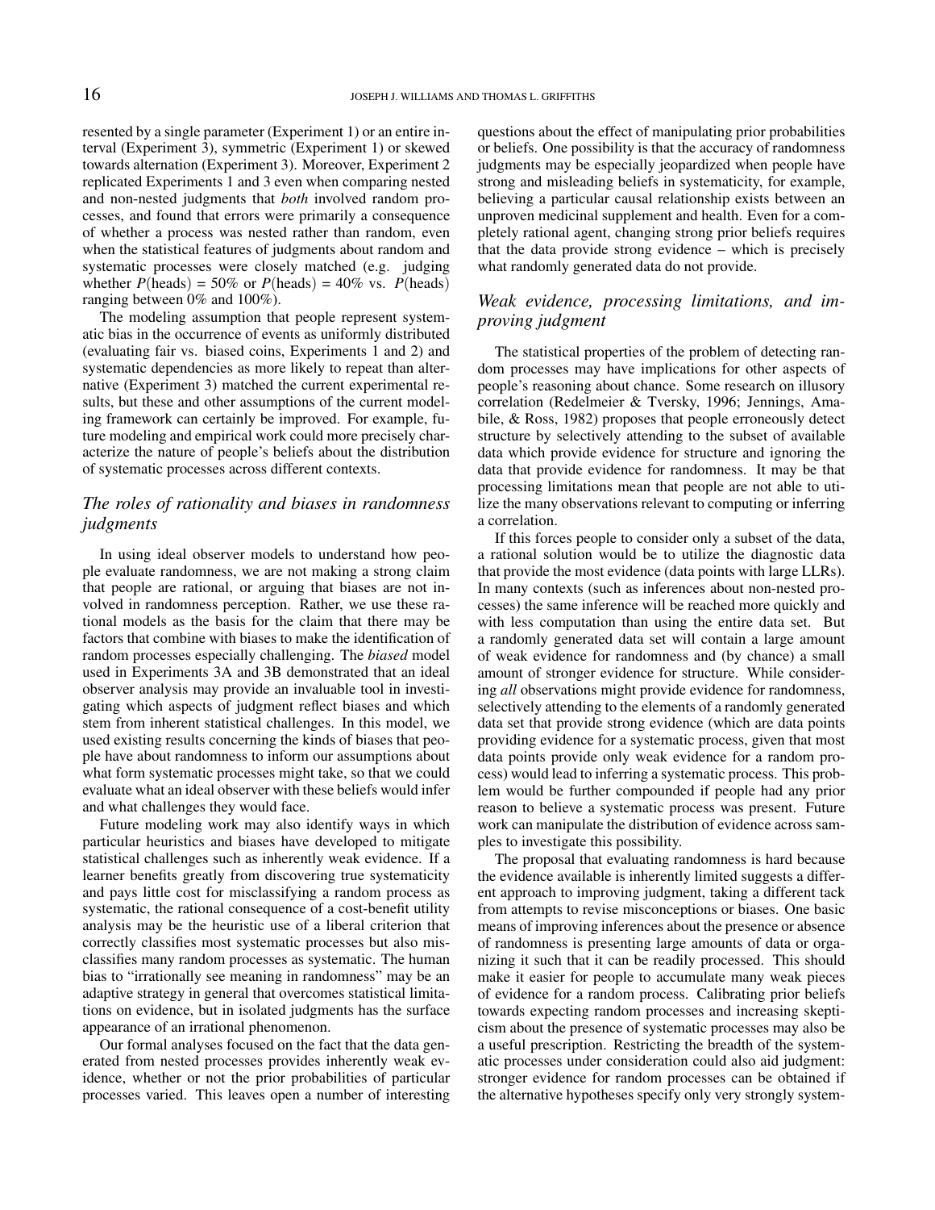resented by a single parameter (Experiment 1) or an entire interval (Experiment 3), symmetric (Experiment 1) or skewed towards alternation (Experiment 3). Moreover, Experiment 2 replicated Experiments 1 and 3 even when comparing nested and non-nested judgments that *both* involved random processes, and found that errors were primarily a consequence of whether a process was nested rather than random, even when the statistical features of judgments about random and systematic processes were closely matched (e.g. judging whether $P(\text{heads}) = 50\%$ or $P(\text{heads}) = 40\%$ vs. $P(\text{heads})$ ranging between 0% and 100%).

The modeling assumption that people represent systematic bias in the occurrence of events as uniformly distributed (evaluating fair vs. biased coins, Experiments 1 and 2) and systematic dependencies as more likely to repeat than alternative (Experiment 3) matched the current experimental results, but these and other assumptions of the current modeling framework can certainly be improved. For example, future modeling and empirical work could more precisely characterize the nature of people's beliefs about the distribution of systematic processes across different contexts.

### *The roles of rationality and biases in randomness judgments*

In using ideal observer models to understand how people evaluate randomness, we are not making a strong claim that people are rational, or arguing that biases are not involved in randomness perception. Rather, we use these rational models as the basis for the claim that there may be factors that combine with biases to make the identification of random processes especially challenging. The *biased* model used in Experiments 3A and 3B demonstrated that an ideal observer analysis may provide an invaluable tool in investigating which aspects of judgment reflect biases and which stem from inherent statistical challenges. In this model, we used existing results concerning the kinds of biases that people have about randomness to inform our assumptions about what form systematic processes might take, so that we could evaluate what an ideal observer with these beliefs would infer and what challenges they would face.

Future modeling work may also identify ways in which particular heuristics and biases have developed to mitigate statistical challenges such as inherently weak evidence. If a learner benefits greatly from discovering true systematicity and pays little cost for misclassifying a random process as systematic, the rational consequence of a cost-benefit utility analysis may be the heuristic use of a liberal criterion that correctly classifies most systematic processes but also misclassifies many random processes as systematic. The human bias to "irrationally see meaning in randomness" may be an adaptive strategy in general that overcomes statistical limitations on evidence, but in isolated judgments has the surface appearance of an irrational phenomenon.

Our formal analyses focused on the fact that the data generated from nested processes provides inherently weak evidence, whether or not the prior probabilities of particular processes varied. This leaves open a number of interesting questions about the effect of manipulating prior probabilities or beliefs. One possibility is that the accuracy of randomness judgments may be especially jeopardized when people have strong and misleading beliefs in systematicity, for example, believing a particular causal relationship exists between an unproven medicinal supplement and health. Even for a completely rational agent, changing strong prior beliefs requires that the data provide strong evidence – which is precisely what randomly generated data do not provide.

### *Weak evidence, processing limitations, and improving judgment*

The statistical properties of the problem of detecting random processes may have implications for other aspects of people's reasoning about chance. Some research on illusory correlation (Redelmeier & Tversky, 1996; Jennings, Amabile, & Ross, 1982) proposes that people erroneously detect structure by selectively attending to the subset of available data which provide evidence for structure and ignoring the data that provide evidence for randomness. It may be that processing limitations mean that people are not able to utilize the many observations relevant to computing or inferring a correlation.

If this forces people to consider only a subset of the data, a rational solution would be to utilize the diagnostic data that provide the most evidence (data points with large LLRs). In many contexts (such as inferences about non-nested processes) the same inference will be reached more quickly and with less computation than using the entire data set. But a randomly generated data set will contain a large amount of weak evidence for randomness and (by chance) a small amount of stronger evidence for structure. While considering *all* observations might provide evidence for randomness, selectively attending to the elements of a randomly generated data set that provide strong evidence (which are data points providing evidence for a systematic process, given that most data points provide only weak evidence for a random process) would lead to inferring a systematic process. This problem would be further compounded if people had any prior reason to believe a systematic process was present. Future work can manipulate the distribution of evidence across samples to investigate this possibility.

The proposal that evaluating randomness is hard because the evidence available is inherently limited suggests a different approach to improving judgment, taking a different tack from attempts to revise misconceptions or biases. One basic means of improving inferences about the presence or absence of randomness is presenting large amounts of data or organizing it such that it can be readily processed. This should make it easier for people to accumulate many weak pieces of evidence for a random process. Calibrating prior beliefs towards expecting random processes and increasing skepticism about the presence of systematic processes may also be a useful prescription. Restricting the breadth of the systematic processes under consideration could also aid judgment: stronger evidence for random processes can be obtained if the alternative hypotheses specify only very strongly system-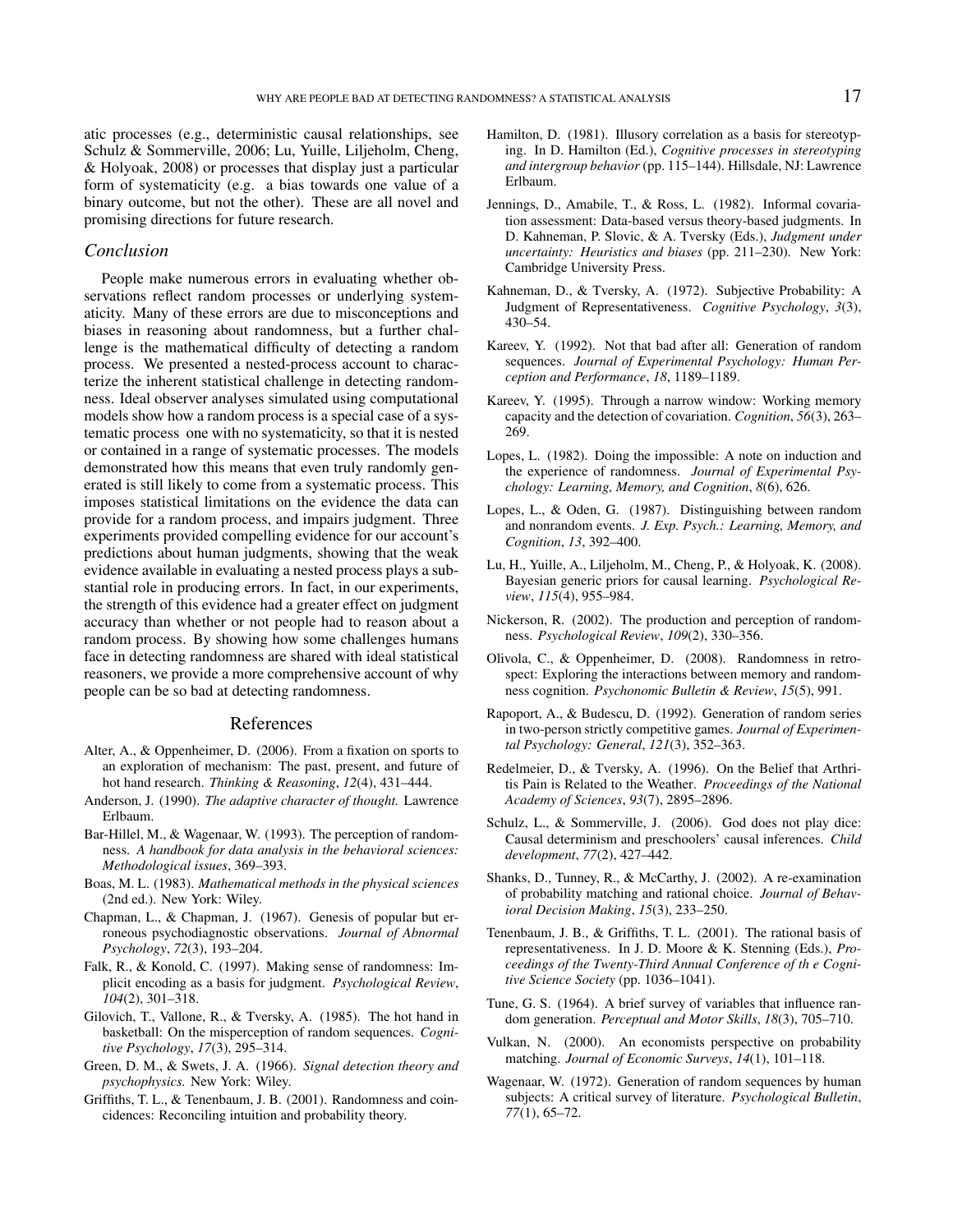atic processes (e.g., deterministic causal relationships, see Schulz & Sommerville, 2006; Lu, Yuille, Liljeholm, Cheng, & Holyoak, 2008) or processes that display just a particular form of systematicity (e.g. a bias towards one value of a binary outcome, but not the other). These are all novel and promising directions for future research.

### *Conclusion*

People make numerous errors in evaluating whether observations reflect random processes or underlying systematicity. Many of these errors are due to misconceptions and biases in reasoning about randomness, but a further challenge is the mathematical difficulty of detecting a random process. We presented a nested-process account to characterize the inherent statistical challenge in detecting randomness. Ideal observer analyses simulated using computational models show how a random process is a special case of a systematic process one with no systematicity, so that it is nested or contained in a range of systematic processes. The models demonstrated how this means that even truly randomly generated is still likely to come from a systematic process. This imposes statistical limitations on the evidence the data can provide for a random process, and impairs judgment. Three experiments provided compelling evidence for our account's predictions about human judgments, showing that the weak evidence available in evaluating a nested process plays a substantial role in producing errors. In fact, in our experiments, the strength of this evidence had a greater effect on judgment accuracy than whether or not people had to reason about a random process. By showing how some challenges humans face in detecting randomness are shared with ideal statistical reasoners, we provide a more comprehensive account of why people can be so bad at detecting randomness.

## References

Alter, A., & Oppenheimer, D. (2006). From a fixation on sports to an exploration of mechanism: The past, present, and future of hot hand research. *Thinking & Reasoning*, *12*(4), 431–444.

Anderson, J. (1990). *The adaptive character of thought.* Lawrence Erlbaum.

Bar-Hillel, M., & Wagenaar, W. (1993). The perception of randomness. *A handbook for data analysis in the behavioral sciences: Methodological issues*, 369–393.

Boas, M. L. (1983). *Mathematical methods in the physical sciences* (2nd ed.). New York: Wiley.

Chapman, L., & Chapman, J. (1967). Genesis of popular but erroneous psychodiagnostic observations. *Journal of Abnormal Psychology*, *72*(3), 193–204.

Falk, R., & Konold, C. (1997). Making sense of randomness: Implicit encoding as a basis for judgment. *Psychological Review*, *104*(2), 301–318.

Gilovich, T., Vallone, R., & Tversky, A. (1985). The hot hand in basketball: On the misperception of random sequences. *Cognitive Psychology*, *17*(3), 295–314.

Green, D. M., & Swets, J. A. (1966). *Signal detection theory and psychophysics.* New York: Wiley.

Griffiths, T. L., & Tenenbaum, J. B. (2001). Randomness and coincidences: Reconciling intuition and probability theory.

Hamilton, D. (1981). Illusory correlation as a basis for stereotyping. In D. Hamilton (Ed.), *Cognitive processes in stereotyping and intergroup behavior* (pp. 115–144). Hillsdale, NJ: Lawrence Erlbaum.

Jennings, D., Amabile, T., & Ross, L. (1982). Informal covariation assessment: Data-based versus theory-based judgments. In D. Kahneman, P. Slovic, & A. Tversky (Eds.), *Judgment under uncertainty: Heuristics and biases* (pp. 211–230). New York: Cambridge University Press.

Kahneman, D., & Tversky, A. (1972). Subjective Probability: A Judgment of Representativeness. *Cognitive Psychology*, *3*(3), 430–54.

Kareev, Y. (1992). Not that bad after all: Generation of random sequences. *Journal of Experimental Psychology: Human Perception and Performance*, *18*, 1189–1189.

Kareev, Y. (1995). Through a narrow window: Working memory capacity and the detection of covariation. *Cognition*, *56*(3), 263–269.

Lopes, L. (1982). Doing the impossible: A note on induction and the experience of randomness. *Journal of Experimental Psychology: Learning, Memory, and Cognition*, *8*(6), 626.

Lopes, L., & Oden, G. (1987). Distinguishing between random and nonrandom events. *J. Exp. Psych.: Learning, Memory, and Cognition*, *13*, 392–400.

Lu, H., Yuille, A., Liljeholm, M., Cheng, P., & Holyoak, K. (2008). Bayesian generic priors for causal learning. *Psychological Review*, *115*(4), 955–984.

Nickerson, R. (2002). The production and perception of randomness. *Psychological Review*, *109*(2), 330–356.

Olivola, C., & Oppenheimer, D. (2008). Randomness in retrospect: Exploring the interactions between memory and randomness cognition. *Psychonomic Bulletin & Review*, *15*(5), 991.

Rapoport, A., & Budescu, D. (1992). Generation of random series in two-person strictly competitive games. *Journal of Experimental Psychology: General*, *121*(3), 352–363.

Redelmeier, D., & Tversky, A. (1996). On the Belief that Arthritis Pain is Related to the Weather. *Proceedings of the National Academy of Sciences*, *93*(7), 2895–2896.

Schulz, L., & Sommerville, J. (2006). God does not play dice: Causal determinism and preschoolers' causal inferences. *Child development*, *77*(2), 427–442.

Shanks, D., Tunney, R., & McCarthy, J. (2002). A re-examination of probability matching and rational choice. *Journal of Behavioral Decision Making*, *15*(3), 233–250.

Tenenbaum, J. B., & Griffiths, T. L. (2001). The rational basis of representativeness. In J. D. Moore & K. Stenning (Eds.), *Proceedings of the Twenty-Third Annual Conference of th e Cognitive Science Society* (pp. 1036–1041).

Tune, G. S. (1964). A brief survey of variables that influence random generation. *Perceptual and Motor Skills*, *18*(3), 705–710.

Vulkan, N. (2000). An economists perspective on probability matching. *Journal of Economic Surveys*, *14*(1), 101–118.

Wagenaar, W. (1972). Generation of random sequences by human subjects: A critical survey of literature. *Psychological Bulletin*, *77*(1), 65–72.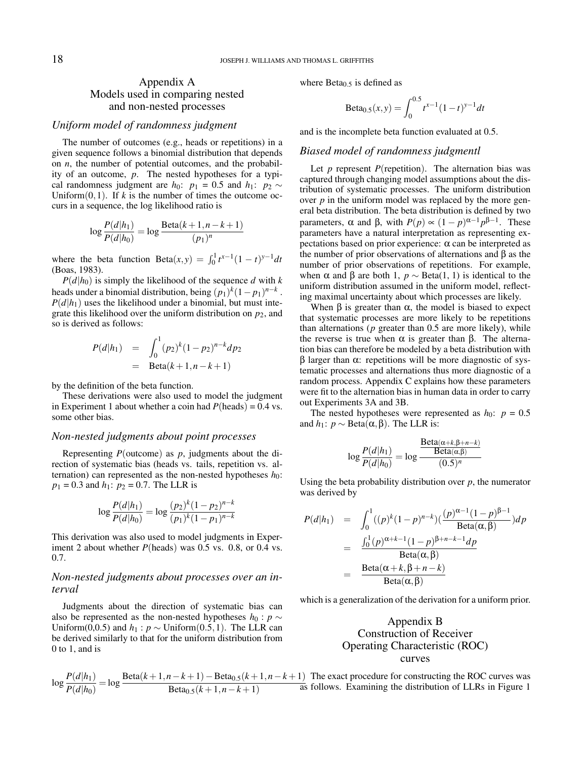# Appendix A
## Models used in comparing nested and non-nested processes

### *Uniform model of randomness judgment*

The number of outcomes (e.g., heads or repetitions) in a given sequence follows a binomial distribution that depends on $n$, the number of potential outcomes, and the probability of an outcome, $p$. The nested hypotheses for a typical randomness judgment are $h_0$: $p_1 = 0.5$ and $h_1$: $p_2 \sim \text{Uniform}(0,1)$. If $k$ is the number of times the outcome occurs in a sequence, the log likelihood ratio is

$$\log \frac{P(d|h_1)}{P(d|h_0)} = \log \frac{\text{Beta}(k+1, n-k+1)}{(p_1)^n}$$

where the beta function $\text{Beta}(x,y) = \int_0^1 t^{x-1}(1-t)^{y-1}dt$ (Boas, 1983).

$P(d|h_0)$ is simply the likelihood of the sequence $d$ with $k$ heads under a binomial distribution, being $(p_1)^k(1-p_1)^{n-k}$. $P(d|h_1)$ uses the likelihood under a binomial, but must integrate this likelihood over the uniform distribution on $p_2$, and so is derived as follows:

$$\begin{aligned} P(d|h_1) &= \int_0^1 (p_2)^k(1-p_2)^{n-k}dp_2 \\ &= \text{Beta}(k+1, n-k+1) \end{aligned}$$

by the definition of the beta function.

These derivations were also used to model the judgment in Experiment 1 about whether a coin had $P(\text{heads}) = 0.4$ vs. some other bias.

### *Non-nested judgments about point processes*

Representing $P(\text{outcome})$ as $p$, judgments about the direction of systematic bias (heads vs. tails, repetition vs. alternation) can represented as the non-nested hypotheses $h_0$: $p_1 = 0.3$ and $h_1$: $p_2 = 0.7$. The LLR is

$$\log \frac{P(d|h_1)}{P(d|h_0)} = \log \frac{(p_2)^k(1-p_2)^{n-k}}{(p_1)^k(1-p_1)^{n-k}}$$

This derivation was also used to model judgments in Experiment 2 about whether $P(\text{heads})$ was 0.5 vs. 0.8, or 0.4 vs. 0.7.

### *Non-nested judgments about processes over an interval*

Judgments about the direction of systematic bias can also be represented as the non-nested hypotheses $h_0 : p \sim \text{Uniform}(0,0.5)$ and $h_1 : p \sim \text{Uniform}(0.5,1)$. The LLR can be derived similarly to that for the uniform distribution from 0 to 1, and is

$$\log \frac{P(d|h_1)}{P(d|h_0)} = \log \frac{\text{Beta}(k+1, n-k+1) - \text{Beta}_{0.5}(k+1, n-k+1)}{\text{Beta}_{0.5}(k+1, n-k+1)}$$

where $\text{Beta}_{0.5}$ is defined as

$$\text{Beta}_{0.5}(x,y) = \int_0^{0.5} t^{x-1}(1-t)^{y-1}dt$$

and is the incomplete beta function evaluated at 0.5.

### *Biased model of randomness judgmentl*

Let $p$ represent $P(\text{repetition})$. The alternation bias was captured through changing model assumptions about the distribution of systematic processes. The uniform distribution over $p$ in the uniform model was replaced by the more general beta distribution. The beta distribution is defined by two parameters, $\alpha$ and $\beta$, with $P(p) \propto (1-p)^{\alpha-1}p^{\beta-1}$. These parameters have a natural interpretation as representing expectations based on prior experience: $\alpha$ can be interpreted as the number of prior observations of alternations and $\beta$ as the number of prior observations of repetitions. For example, when $\alpha$ and $\beta$ are both 1, $p \sim \text{Beta}(1, 1)$ is identical to the uniform distribution assumed in the uniform model, reflecting maximal uncertainty about which processes are likely.

When $\beta$ is greater than $\alpha$, the model is biased to expect that systematic processes are more likely to be repetitions than alternations ($p$ greater than 0.5 are more likely), while the reverse is true when $\alpha$ is greater than $\beta$. The alternation bias can therefore be modeled by a beta distribution with $\beta$ larger than $\alpha$: repetitions will be more diagnostic of systematic processes and alternations thus more diagnostic of a random process. Appendix C explains how these parameters were fit to the alternation bias in human data in order to carry out Experiments 3A and 3B.

The nested hypotheses were represented as $h_0$: $p = 0.5$ and $h_1$: $p \sim \text{Beta}(\alpha, \beta)$. The LLR is:

$$\log \frac{P(d|h_1)}{P(d|h_0)} = \log \frac{\frac{\text{Beta}(\alpha+k, \beta+n-k)}{\text{Beta}(\alpha,\beta)}}{(0.5)^n}$$

Using the beta probability distribution over $p$, the numerator was derived by

$$\begin{aligned} P(d|h_1) &= \int_0^1 ((p)^k(1-p)^{n-k})(\frac{(p)^{\alpha-1}(1-p)^{\beta-1}}{\text{Beta}(\alpha,\beta)})dp \\ &= \frac{\int_0^1 (p)^{\alpha+k-1}(1-p)^{\beta+n-k-1}dp}{\text{Beta}(\alpha,\beta)} \\ &= \frac{\text{Beta}(\alpha+k, \beta+n-k)}{\text{Beta}(\alpha,\beta)} \end{aligned}$$

which is a generalization of the derivation for a uniform prior.

# Appendix B
## Construction of Receiver Operating Characteristic (ROC) curves

The exact procedure for constructing the ROC curves was as follows. Examining the distribution of LLRs in Figure 1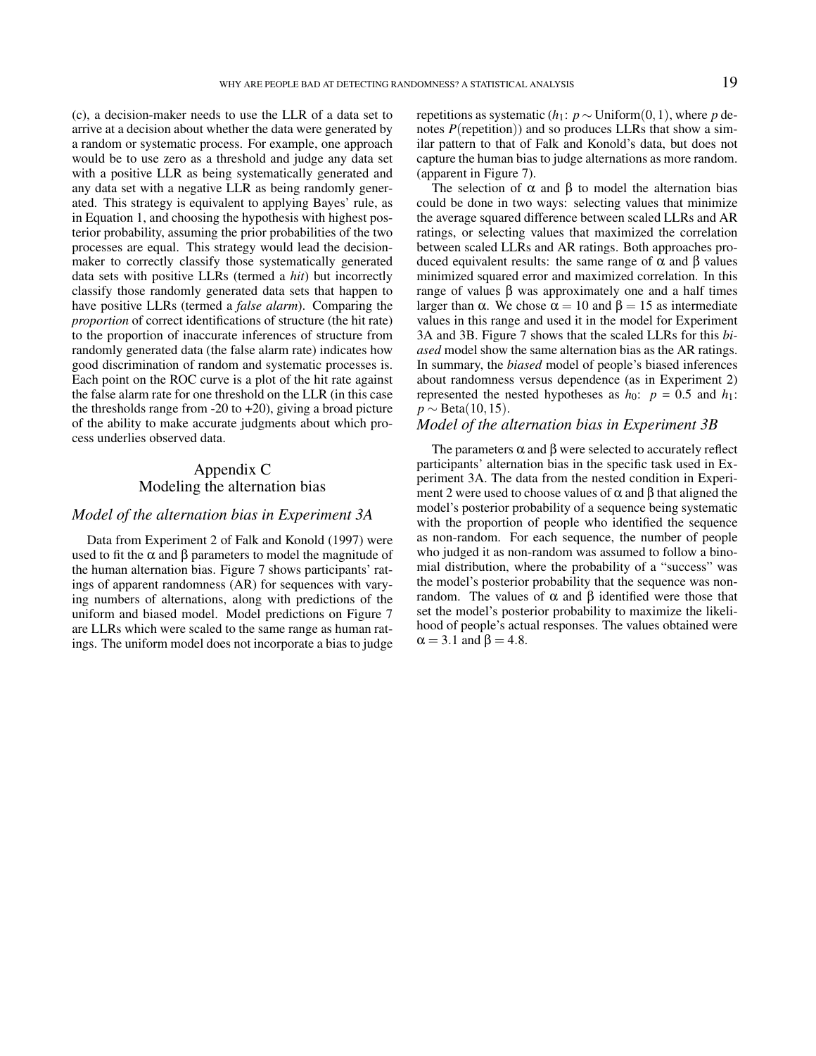(c), a decision-maker needs to use the LLR of a data set to arrive at a decision about whether the data were generated by a random or systematic process. For example, one approach would be to use zero as a threshold and judge any data set with a positive LLR as being systematically generated and any data set with a negative LLR as being randomly generated. This strategy is equivalent to applying Bayes' rule, as in Equation 1, and choosing the hypothesis with highest posterior probability, assuming the prior probabilities of the two processes are equal. This strategy would lead the decision-maker to correctly classify those systematically generated data sets with positive LLRs (termed a *hit*) but incorrectly classify those randomly generated data sets that happen to have positive LLRs (termed a *false alarm*). Comparing the *proportion* of correct identifications of structure (the hit rate) to the proportion of inaccurate inferences of structure from randomly generated data (the false alarm rate) indicates how good discrimination of random and systematic processes is. Each point on the ROC curve is a plot of the hit rate against the false alarm rate for one threshold on the LLR (in this case the thresholds range from -20 to +20), giving a broad picture of the ability to make accurate judgments about which process underlies observed data.

# Appendix C
## Modeling the alternation bias

### Model of the alternation bias in Experiment 3A

Data from Experiment 2 of Falk and Konold (1997) were used to fit the $\alpha$ and $\beta$ parameters to model the magnitude of the human alternation bias. Figure 7 shows participants' ratings of apparent randomness (AR) for sequences with varying numbers of alternations, along with predictions of the uniform and biased model. Model predictions on Figure 7 are LLRs which were scaled to the same range as human ratings. The uniform model does not incorporate a bias to judge repetitions as systematic ($h_1$: $p \sim \text{Uniform}(0,1)$, where $p$ denotes $P(\text{repetition})$) and so produces LLRs that show a similar pattern to that of Falk and Konold's data, but does not capture the human bias to judge alternations as more random. (apparent in Figure 7).

The selection of $\alpha$ and $\beta$ to model the alternation bias could be done in two ways: selecting values that minimize the average squared difference between scaled LLRs and AR ratings, or selecting values that maximized the correlation between scaled LLRs and AR ratings. Both approaches produced equivalent results: the same range of $\alpha$ and $\beta$ values minimized squared error and maximized correlation. In this range of values $\beta$ was approximately one and a half times larger than $\alpha$. We chose $\alpha = 10$ and $\beta = 15$ as intermediate values in this range and used it in the model for Experiment 3A and 3B. Figure 7 shows that the scaled LLRs for this *biased* model show the same alternation bias as the AR ratings. In summary, the *biased* model of people's biased inferences about randomness versus dependence (as in Experiment 2) represented the nested hypotheses as $h_0$: $p = 0.5$ and $h_1$: $p \sim \text{Beta}(10,15)$.

### Model of the alternation bias in Experiment 3B

The parameters $\alpha$ and $\beta$ were selected to accurately reflect participants' alternation bias in the specific task used in Experiment 3A. The data from the nested condition in Experiment 2 were used to choose values of $\alpha$ and $\beta$ that aligned the model's posterior probability of a sequence being systematic with the proportion of people who identified the sequence as non-random. For each sequence, the number of people who judged it as non-random was assumed to follow a binomial distribution, where the probability of a "success" was the model's posterior probability that the sequence was non-random. The values of $\alpha$ and $\beta$ identified were those that set the model's posterior probability to maximize the likelihood of people's actual responses. The values obtained were $\alpha = 3.1$ and $\beta = 4.8$.